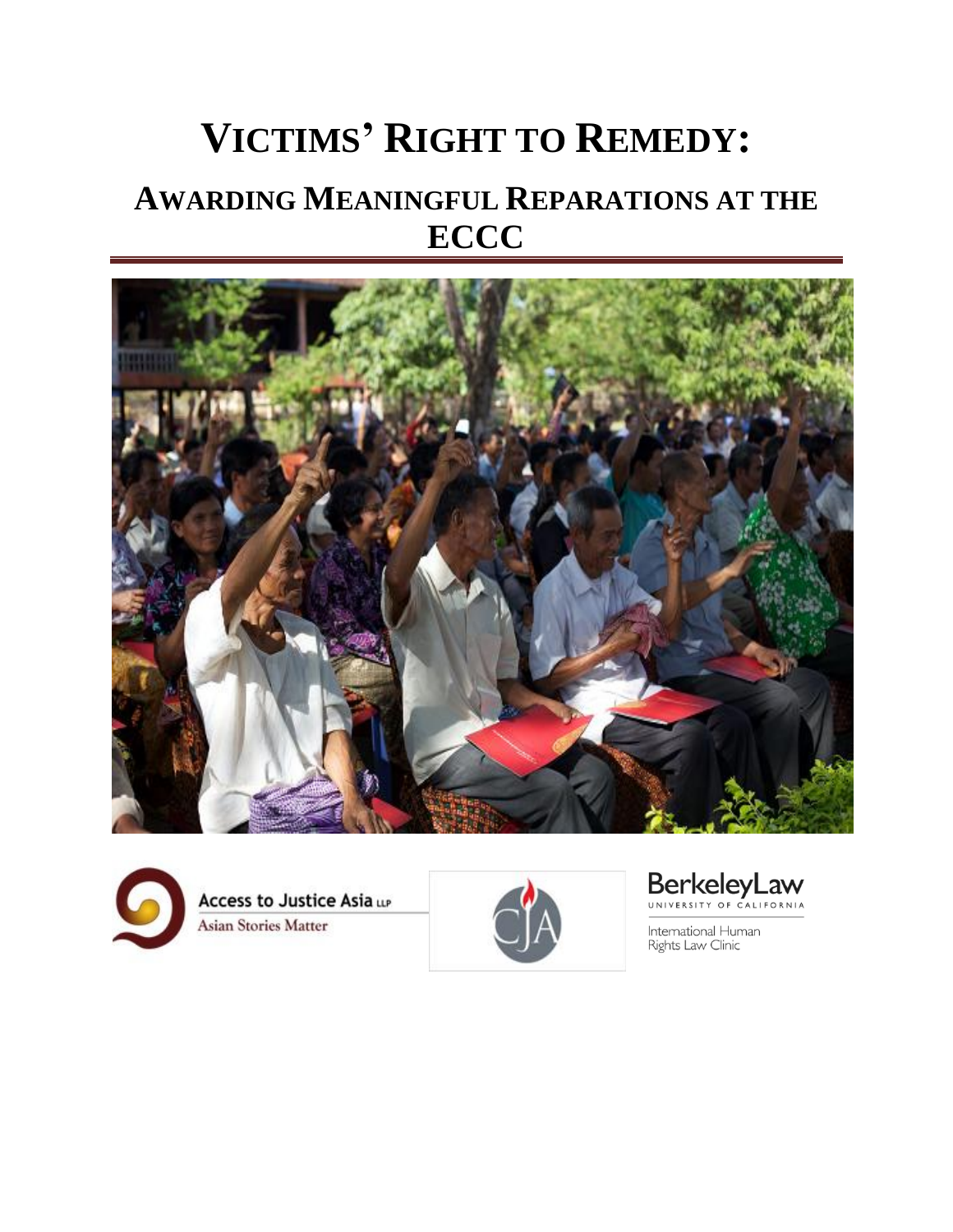# VICTIMS' RIGHT TO REMEDY:

## AWARDING MEANINGFUL REPARATIONS AT THE ECCC

Access to Justice Asia LLP
Asian Stories Matter

CJA

BerkeleyLaw
UNIVERSITY OF CALIFORNIA
International Human Rights Law Clinic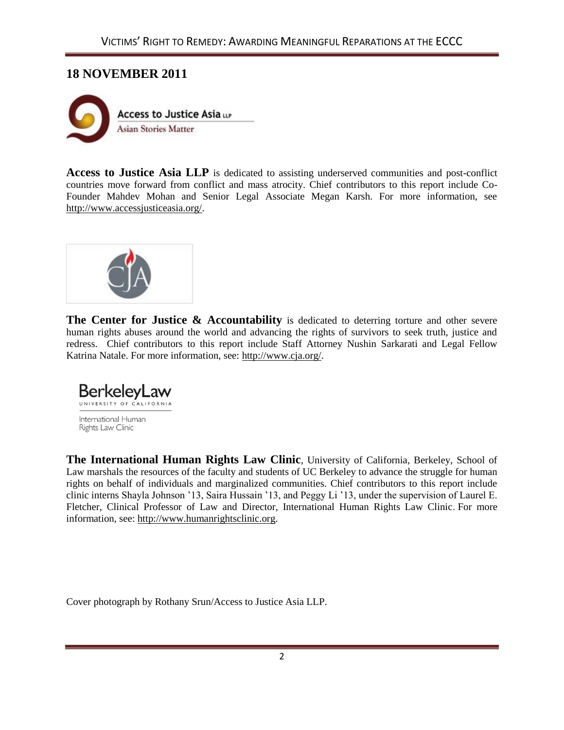## 18 NOVEMBER 2011

Access to Justice Asia LLP
Asian Stories Matter

**Access to Justice Asia LLP** is dedicated to assisting underserved communities and post-conflict countries move forward from conflict and mass atrocity. Chief contributors to this report include Co-Founder Mahdev Mohan and Senior Legal Associate Megan Karsh. For more information, see http://www.accessjusticeasia.org/.

**The Center for Justice & Accountability** is dedicated to deterring torture and other severe human rights abuses around the world and advancing the rights of survivors to seek truth, justice and redress. Chief contributors to this report include Staff Attorney Nushin Sarkarati and Legal Fellow Katrina Natale. For more information, see: http://www.cja.org/.

BerkeleyLaw
UNIVERSITY OF CALIFORNIA
International Human Rights Law Clinic

**The International Human Rights Law Clinic**, University of California, Berkeley, School of Law marshals the resources of the faculty and students of UC Berkeley to advance the struggle for human rights on behalf of individuals and marginalized communities. Chief contributors to this report include clinic interns Shayla Johnson '13, Saira Hussain '13, and Peggy Li '13, under the supervision of Laurel E. Fletcher, Clinical Professor of Law and Director, International Human Rights Law Clinic. For more information, see: http://www.humanrightsclinic.org.

Cover photograph by Rothany Srun/Access to Justice Asia LLP.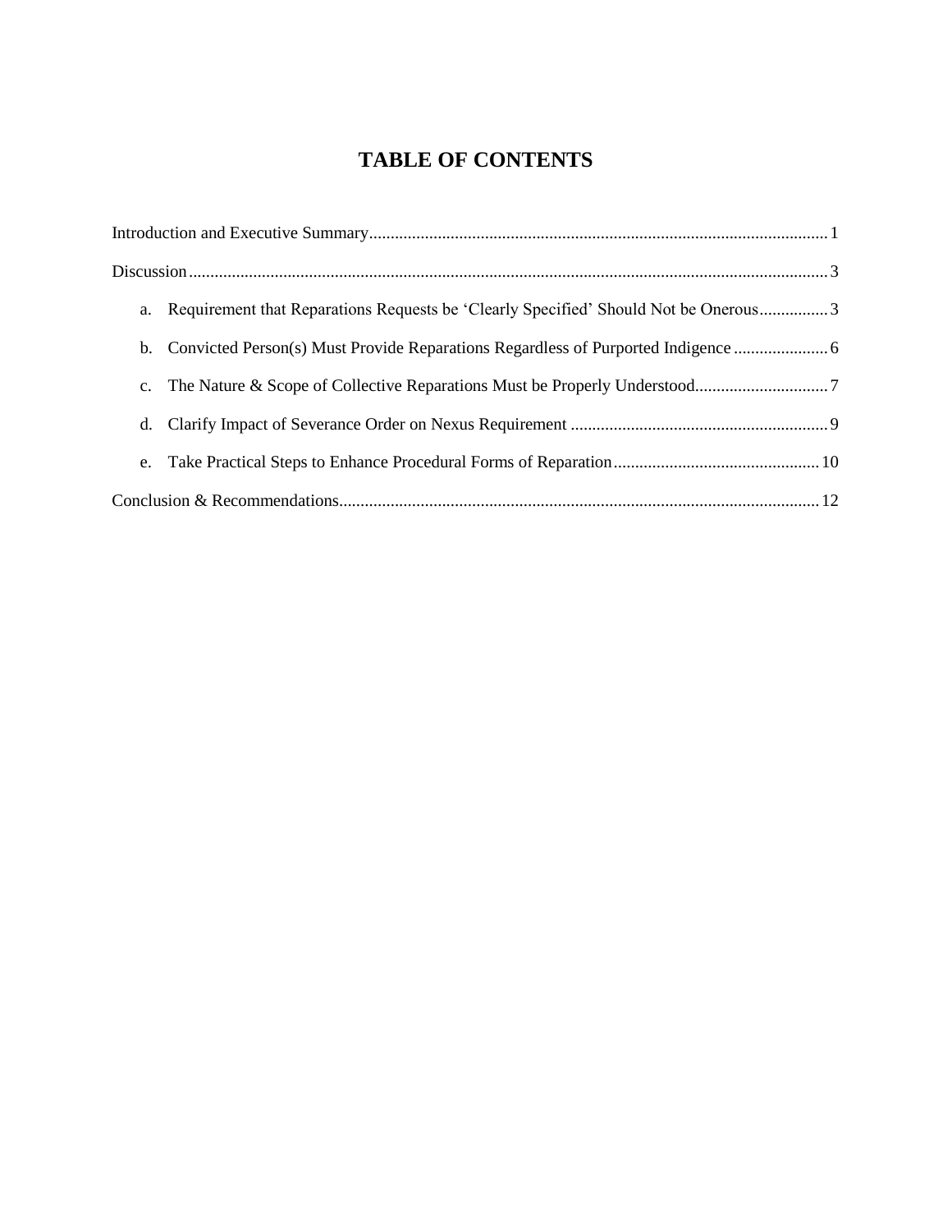# TABLE OF CONTENTS

Introduction and Executive Summary .......... 1

Discussion .......... 3

a. Requirement that Reparations Requests be 'Clearly Specified' Should Not be Onerous .......... 3

b. Convicted Person(s) Must Provide Reparations Regardless of Purported Indigence .......... 6

c. The Nature & Scope of Collective Reparations Must be Properly Understood .......... 7

d. Clarify Impact of Severance Order on Nexus Requirement .......... 9

e. Take Practical Steps to Enhance Procedural Forms of Reparation .......... 10

Conclusion & Recommendations .......... 12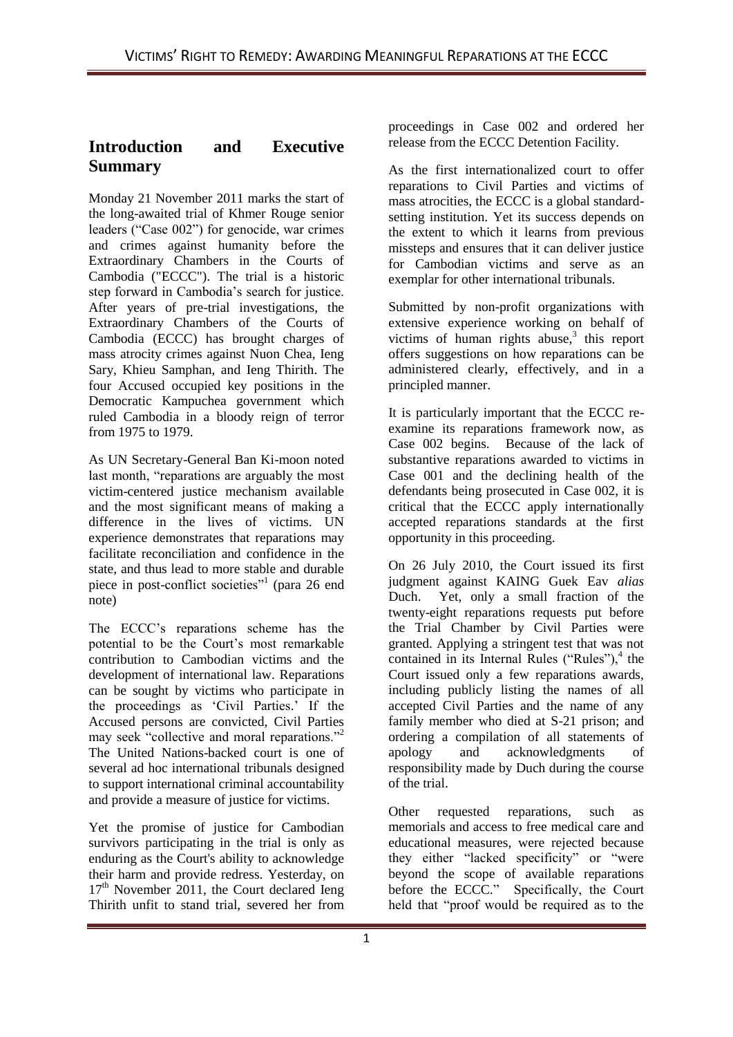## Introduction and Executive Summary

Monday 21 November 2011 marks the start of the long-awaited trial of Khmer Rouge senior leaders ("Case 002") for genocide, war crimes and crimes against humanity before the Extraordinary Chambers in the Courts of Cambodia ("ECCC"). The trial is a historic step forward in Cambodia's search for justice. After years of pre-trial investigations, the Extraordinary Chambers of the Courts of Cambodia (ECCC) has brought charges of mass atrocity crimes against Nuon Chea, Ieng Sary, Khieu Samphan, and Ieng Thirith. The four Accused occupied key positions in the Democratic Kampuchea government which ruled Cambodia in a bloody reign of terror from 1975 to 1979.

As UN Secretary-General Ban Ki-moon noted last month, "reparations are arguably the most victim-centered justice mechanism available and the most significant means of making a difference in the lives of victims. UN experience demonstrates that reparations may facilitate reconciliation and confidence in the state, and thus lead to more stable and durable piece in post-conflict societies"[1] (para 26 end note)

The ECCC's reparations scheme has the potential to be the Court's most remarkable contribution to Cambodian victims and the development of international law. Reparations can be sought by victims who participate in the proceedings as 'Civil Parties.' If the Accused persons are convicted, Civil Parties may seek "collective and moral reparations."[2] The United Nations-backed court is one of several ad hoc international tribunals designed to support international criminal accountability and provide a measure of justice for victims.

Yet the promise of justice for Cambodian survivors participating in the trial is only as enduring as the Court's ability to acknowledge their harm and provide redress. Yesterday, on 17[th] November 2011, the Court declared Ieng Thirith unfit to stand trial, severed her from proceedings in Case 002 and ordered her release from the ECCC Detention Facility.

As the first internationalized court to offer reparations to Civil Parties and victims of mass atrocities, the ECCC is a global standard-setting institution. Yet its success depends on the extent to which it learns from previous missteps and ensures that it can deliver justice for Cambodian victims and serve as an exemplar for other international tribunals.

Submitted by non-profit organizations with extensive experience working on behalf of victims of human rights abuse,[3] this report offers suggestions on how reparations can be administered clearly, effectively, and in a principled manner.

It is particularly important that the ECCC re-examine its reparations framework now, as Case 002 begins. Because of the lack of substantive reparations awarded to victims in Case 001 and the declining health of the defendants being prosecuted in Case 002, it is critical that the ECCC apply internationally accepted reparations standards at the first opportunity in this proceeding.

On 26 July 2010, the Court issued its first judgment against KAING Guek Eav *alias* Duch. Yet, only a small fraction of the twenty-eight reparations requests put before the Trial Chamber by Civil Parties were granted. Applying a stringent test that was not contained in its Internal Rules ("Rules"),[4] the Court issued only a few reparations awards, including publicly listing the names of all accepted Civil Parties and the name of any family member who died at S-21 prison; and ordering a compilation of all statements of apology and acknowledgments of responsibility made by Duch during the course of the trial.

Other requested reparations, such as memorials and access to free medical care and educational measures, were rejected because they either "lacked specificity" or "were beyond the scope of available reparations before the ECCC." Specifically, the Court held that "proof would be required as to the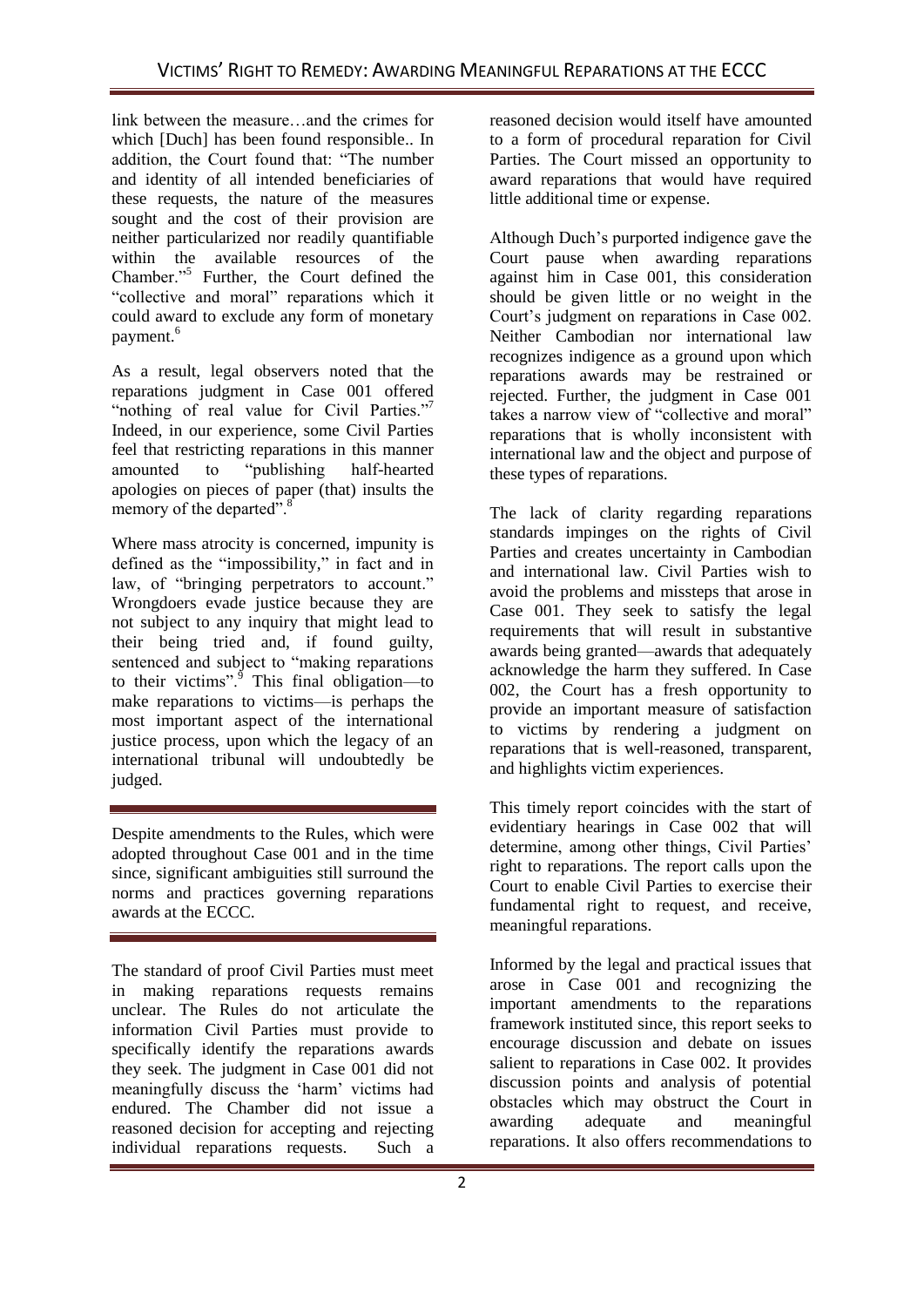link between the measure…and the crimes for which [Duch] has been found responsible.. In addition, the Court found that: "The number and identity of all intended beneficiaries of these requests, the nature of the measures sought and the cost of their provision are neither particularized nor readily quantifiable within the available resources of the Chamber."[5] Further, the Court defined the "collective and moral" reparations which it could award to exclude any form of monetary payment.[6]

As a result, legal observers noted that the reparations judgment in Case 001 offered "nothing of real value for Civil Parties."[7] Indeed, in our experience, some Civil Parties feel that restricting reparations in this manner amounted to "publishing half-hearted apologies on pieces of paper (that) insults the memory of the departed".[8]

Where mass atrocity is concerned, impunity is defined as the "impossibility," in fact and in law, of "bringing perpetrators to account." Wrongdoers evade justice because they are not subject to any inquiry that might lead to their being tried and, if found guilty, sentenced and subject to "making reparations to their victims".[9] This final obligation—to make reparations to victims—is perhaps the most important aspect of the international justice process, upon which the legacy of an international tribunal will undoubtedly be judged.

---

Despite amendments to the Rules, which were adopted throughout Case 001 and in the time since, significant ambiguities still surround the norms and practices governing reparations awards at the ECCC.

---

The standard of proof Civil Parties must meet in making reparations requests remains unclear. The Rules do not articulate the information Civil Parties must provide to specifically identify the reparations awards they seek. The judgment in Case 001 did not meaningfully discuss the 'harm' victims had endured. The Chamber did not issue a reasoned decision for accepting and rejecting individual reparations requests. Such a reasoned decision would itself have amounted to a form of procedural reparation for Civil Parties. The Court missed an opportunity to award reparations that would have required little additional time or expense.

Although Duch's purported indigence gave the Court pause when awarding reparations against him in Case 001, this consideration should be given little or no weight in the Court's judgment on reparations in Case 002. Neither Cambodian nor international law recognizes indigence as a ground upon which reparations awards may be restrained or rejected. Further, the judgment in Case 001 takes a narrow view of "collective and moral" reparations that is wholly inconsistent with international law and the object and purpose of these types of reparations.

The lack of clarity regarding reparations standards impinges on the rights of Civil Parties and creates uncertainty in Cambodian and international law. Civil Parties wish to avoid the problems and missteps that arose in Case 001. They seek to satisfy the legal requirements that will result in substantive awards being granted—awards that adequately acknowledge the harm they suffered. In Case 002, the Court has a fresh opportunity to provide an important measure of satisfaction to victims by rendering a judgment on reparations that is well-reasoned, transparent, and highlights victim experiences.

This timely report coincides with the start of evidentiary hearings in Case 002 that will determine, among other things, Civil Parties' right to reparations. The report calls upon the Court to enable Civil Parties to exercise their fundamental right to request, and receive, meaningful reparations.

Informed by the legal and practical issues that arose in Case 001 and recognizing the important amendments to the reparations framework instituted since, this report seeks to encourage discussion and debate on issues salient to reparations in Case 002. It provides discussion points and analysis of potential obstacles which may obstruct the Court in awarding adequate and meaningful reparations. It also offers recommendations to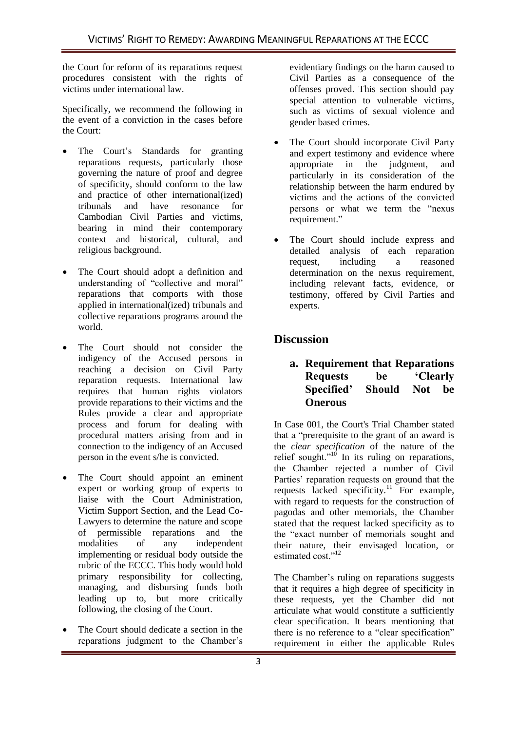the Court for reform of its reparations request procedures consistent with the rights of victims under international law.

Specifically, we recommend the following in the event of a conviction in the cases before the Court:

- The Court's Standards for granting reparations requests, particularly those governing the nature of proof and degree of specificity, should conform to the law and practice of other international(ized) tribunals and have resonance for Cambodian Civil Parties and victims, bearing in mind their contemporary context and historical, cultural, and religious background.
- The Court should adopt a definition and understanding of "collective and moral" reparations that comports with those applied in international(ized) tribunals and collective reparations programs around the world.
- The Court should not consider the indigency of the Accused persons in reaching a decision on Civil Party reparation requests. International law requires that human rights violators provide reparations to their victims and the Rules provide a clear and appropriate process and forum for dealing with procedural matters arising from and in connection to the indigency of an Accused person in the event s/he is convicted.
- The Court should appoint an eminent expert or working group of experts to liaise with the Court Administration, Victim Support Section, and the Lead Co-Lawyers to determine the nature and scope of permissible reparations and the modalities of any independent implementing or residual body outside the rubric of the ECCC. This body would hold primary responsibility for collecting, managing, and disbursing funds both leading up to, but more critically following, the closing of the Court.
- The Court should dedicate a section in the reparations judgment to the Chamber's evidentiary findings on the harm caused to Civil Parties as a consequence of the offenses proved. This section should pay special attention to vulnerable victims, such as victims of sexual violence and gender based crimes.
- The Court should incorporate Civil Party and expert testimony and evidence where appropriate in the judgment, and particularly in its consideration of the relationship between the harm endured by victims and the actions of the convicted persons or what we term the "nexus requirement."
- The Court should include express and detailed analysis of each reparation request, including a reasoned determination on the nexus requirement, including relevant facts, evidence, or testimony, offered by Civil Parties and experts.

## Discussion

### a. Requirement that Reparations Requests be 'Clearly Specified' Should Not be Onerous

In Case 001, the Court's Trial Chamber stated that a "prerequisite to the grant of an award is the *clear specification* of the nature of the relief sought."[10] In its ruling on reparations, the Chamber rejected a number of Civil Parties' reparation requests on ground that the requests lacked specificity.[11] For example, with regard to requests for the construction of pagodas and other memorials, the Chamber stated that the request lacked specificity as to the "exact number of memorials sought and their nature, their envisaged location, or estimated cost."[12]

The Chamber's ruling on reparations suggests that it requires a high degree of specificity in these requests, yet the Chamber did not articulate what would constitute a sufficiently clear specification. It bears mentioning that there is no reference to a "clear specification" requirement in either the applicable Rules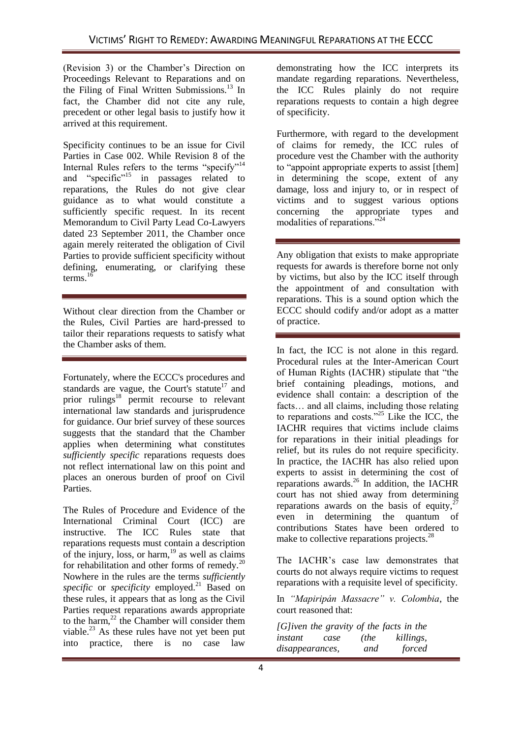(Revision 3) or the Chamber's Direction on Proceedings Relevant to Reparations and on the Filing of Final Written Submissions.[13] In fact, the Chamber did not cite any rule, precedent or other legal basis to justify how it arrived at this requirement.

Specificity continues to be an issue for Civil Parties in Case 002. While Revision 8 of the Internal Rules refers to the terms "specify"[14] and "specific"[15] in passages related to reparations, the Rules do not give clear guidance as to what would constitute a sufficiently specific request. In its recent Memorandum to Civil Party Lead Co-Lawyers dated 23 September 2011, the Chamber once again merely reiterated the obligation of Civil Parties to provide sufficient specificity without defining, enumerating, or clarifying these terms.[16]

Without clear direction from the Chamber or the Rules, Civil Parties are hard-pressed to tailor their reparations requests to satisfy what the Chamber asks of them.

Fortunately, where the ECCC's procedures and standards are vague, the Court's statute[17] and prior rulings[18] permit recourse to relevant international law standards and jurisprudence for guidance. Our brief survey of these sources suggests that the standard that the Chamber applies when determining what constitutes *sufficiently specific* reparations requests does not reflect international law on this point and places an onerous burden of proof on Civil Parties.

The Rules of Procedure and Evidence of the International Criminal Court (ICC) are instructive. The ICC Rules state that reparations requests must contain a description of the injury, loss, or harm,[19] as well as claims for rehabilitation and other forms of remedy.[20] Nowhere in the rules are the terms *sufficiently specific* or *specificity* employed.[21] Based on these rules, it appears that as long as the Civil Parties request reparations awards appropriate to the harm,[22] the Chamber will consider them viable.[23] As these rules have not yet been put into practice, there is no case law demonstrating how the ICC interprets its mandate regarding reparations. Nevertheless, the ICC Rules plainly do not require reparations requests to contain a high degree of specificity.

Furthermore, with regard to the development of claims for remedy, the ICC rules of procedure vest the Chamber with the authority to "appoint appropriate experts to assist [them] in determining the scope, extent of any damage, loss and injury to, or in respect of victims and to suggest various options concerning the appropriate types and modalities of reparations."[24]

Any obligation that exists to make appropriate requests for awards is therefore borne not only by victims, but also by the ICC itself through the appointment of and consultation with reparations. This is a sound option which the ECCC should codify and/or adopt as a matter of practice.

In fact, the ICC is not alone in this regard. Procedural rules at the Inter-American Court of Human Rights (IACHR) stipulate that "the brief containing pleadings, motions, and evidence shall contain: a description of the facts… and all claims, including those relating to reparations and costs."[25] Like the ICC, the IACHR requires that victims include claims for reparations in their initial pleadings for relief, but its rules do not require specificity. In practice, the IACHR has also relied upon experts to assist in determining the cost of reparations awards.[26] In addition, the IACHR court has not shied away from determining reparations awards on the basis of equity,[27] even in determining the quantum of contributions States have been ordered to make to collective reparations projects.[28]

The IACHR's case law demonstrates that courts do not always require victims to request reparations with a requisite level of specificity.

In *"Mapiripán Massacre" v. Colombia*, the court reasoned that:

> *[G]iven the gravity of the facts in the instant case (the killings, disappearances, and forced*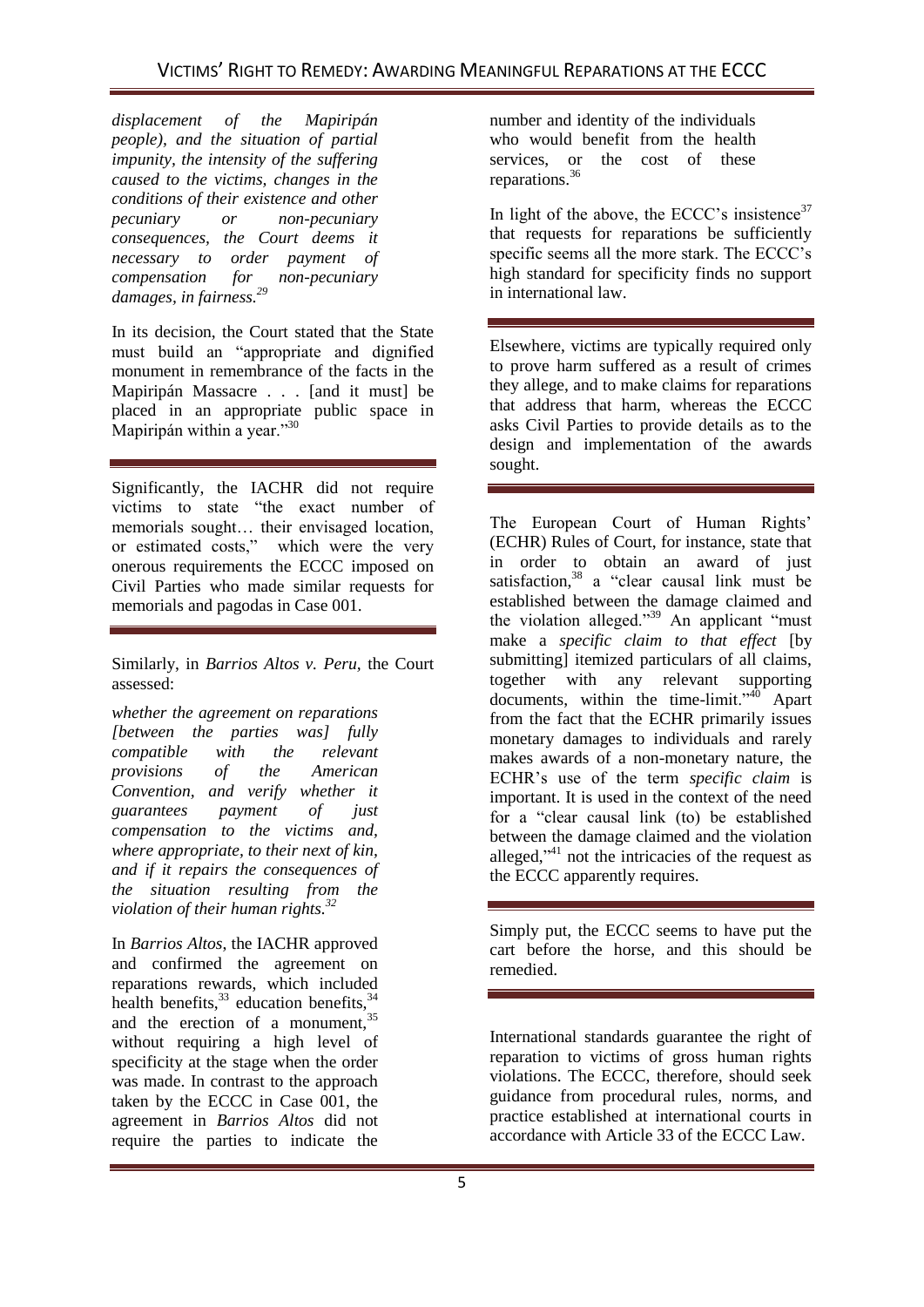*displacement of the Mapiripán people), and the situation of partial impunity, the intensity of the suffering caused to the victims, changes in the conditions of their existence and other pecuniary or non-pecuniary consequences, the Court deems it necessary to order payment of compensation for non-pecuniary damages, in fairness.*[29]

In its decision, the Court stated that the State must build an "appropriate and dignified monument in remembrance of the facts in the Mapiripán Massacre . . . [and it must] be placed in an appropriate public space in Mapiripán within a year."[30]

Significantly, the IACHR did not require victims to state "the exact number of memorials sought… their envisaged location, or estimated costs," which were the very onerous requirements the ECCC imposed on Civil Parties who made similar requests for memorials and pagodas in Case 001.

Similarly, in *Barrios Altos v. Peru*, the Court assessed:

*whether the agreement on reparations [between the parties was] fully compatible with the relevant provisions of the American Convention, and verify whether it guarantees payment of just compensation to the victims and, where appropriate, to their next of kin, and if it repairs the consequences of the situation resulting from the violation of their human rights.*[32]

In *Barrios Altos*, the IACHR approved and confirmed the agreement on reparations rewards, which included health benefits,[33] education benefits,[34] and the erection of a monument,[35] without requiring a high level of specificity at the stage when the order was made. In contrast to the approach taken by the ECCC in Case 001, the agreement in *Barrios Altos* did not require the parties to indicate the number and identity of the individuals who would benefit from the health services, or the cost of these reparations.[36]

In light of the above, the ECCC's insistence[37] that requests for reparations be sufficiently specific seems all the more stark. The ECCC's high standard for specificity finds no support in international law.

Elsewhere, victims are typically required only to prove harm suffered as a result of crimes they allege, and to make claims for reparations that address that harm, whereas the ECCC asks Civil Parties to provide details as to the design and implementation of the awards sought.

The European Court of Human Rights' (ECHR) Rules of Court, for instance, state that in order to obtain an award of just satisfaction,[38] a "clear causal link must be established between the damage claimed and the violation alleged."[39] An applicant "must make a *specific claim to that effect* [by submitting] itemized particulars of all claims, together with any relevant supporting documents, within the time-limit."[40] Apart from the fact that the ECHR primarily issues monetary damages to individuals and rarely makes awards of a non-monetary nature, the ECHR's use of the term *specific claim* is important. It is used in the context of the need for a "clear causal link (to) be established between the damage claimed and the violation alleged,"[41] not the intricacies of the request as the ECCC apparently requires.

Simply put, the ECCC seems to have put the cart before the horse, and this should be remedied.

International standards guarantee the right of reparation to victims of gross human rights violations. The ECCC, therefore, should seek guidance from procedural rules, norms, and practice established at international courts in accordance with Article 33 of the ECCC Law.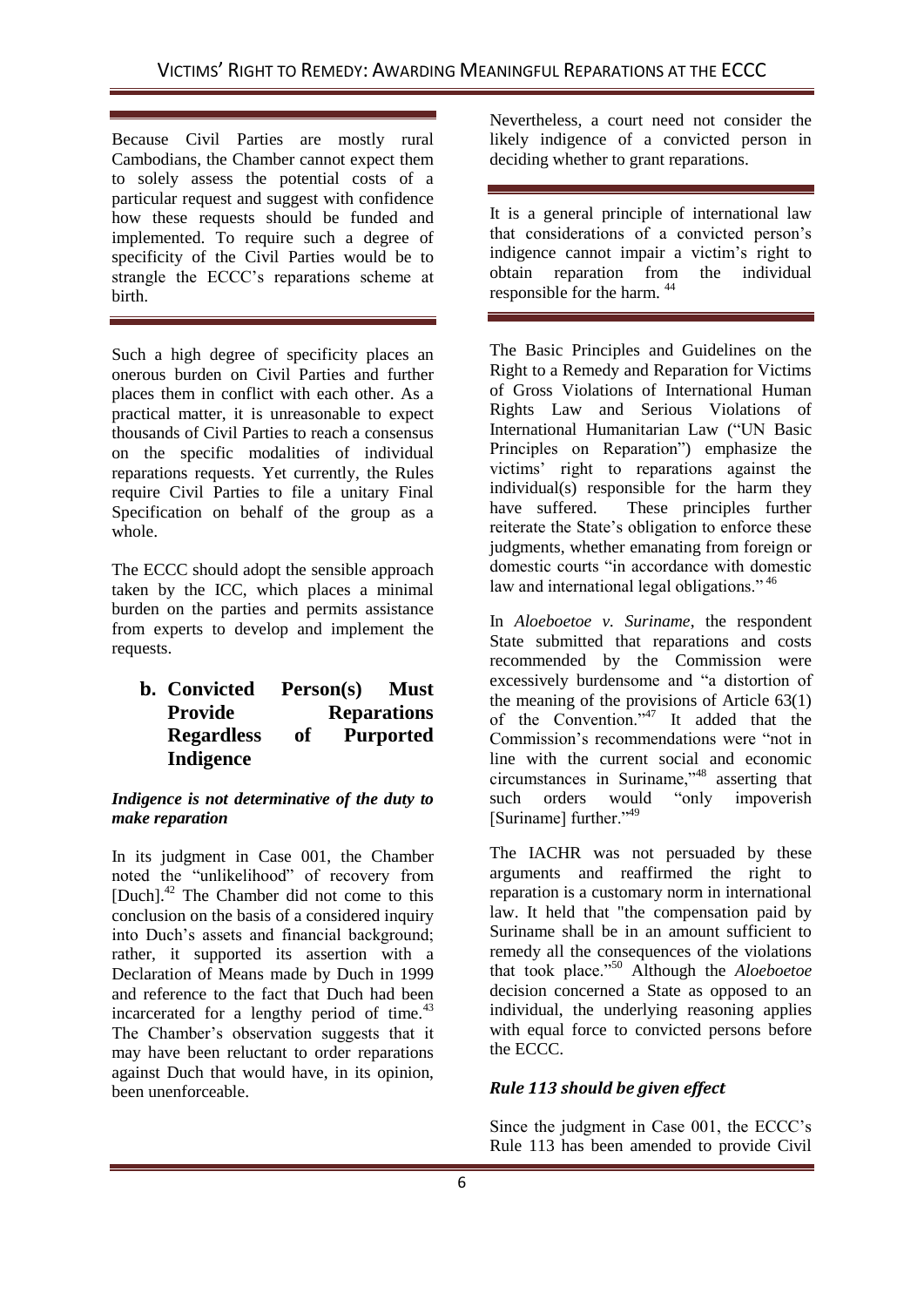Because Civil Parties are mostly rural Cambodians, the Chamber cannot expect them to solely assess the potential costs of a particular request and suggest with confidence how these requests should be funded and implemented. To require such a degree of specificity of the Civil Parties would be to strangle the ECCC's reparations scheme at birth.

Such a high degree of specificity places an onerous burden on Civil Parties and further places them in conflict with each other. As a practical matter, it is unreasonable to expect thousands of Civil Parties to reach a consensus on the specific modalities of individual reparations requests. Yet currently, the Rules require Civil Parties to file a unitary Final Specification on behalf of the group as a whole.

The ECCC should adopt the sensible approach taken by the ICC, which places a minimal burden on the parties and permits assistance from experts to develop and implement the requests.

### b. Convicted Person(s) Must Provide Reparations Regardless of Purported Indigence

#### *Indigence is not determinative of the duty to make reparation*

In its judgment in Case 001, the Chamber noted the "unlikelihood" of recovery from [Duch].[42] The Chamber did not come to this conclusion on the basis of a considered inquiry into Duch's assets and financial background; rather, it supported its assertion with a Declaration of Means made by Duch in 1999 and reference to the fact that Duch had been incarcerated for a lengthy period of time.[43] The Chamber's observation suggests that it may have been reluctant to order reparations against Duch that would have, in its opinion, been unenforceable.

Nevertheless, a court need not consider the likely indigence of a convicted person in deciding whether to grant reparations.

It is a general principle of international law that considerations of a convicted person's indigence cannot impair a victim's right to obtain reparation from the individual responsible for the harm. [44]

The Basic Principles and Guidelines on the Right to a Remedy and Reparation for Victims of Gross Violations of International Human Rights Law and Serious Violations of International Humanitarian Law ("UN Basic Principles on Reparation") emphasize the victims' right to reparations against the individual(s) responsible for the harm they have suffered. These principles further reiterate the State's obligation to enforce these judgments, whether emanating from foreign or domestic courts "in accordance with domestic law and international legal obligations." [46]

In *Aloeboetoe v. Suriname*, the respondent State submitted that reparations and costs recommended by the Commission were excessively burdensome and "a distortion of the meaning of the provisions of Article 63(1) of the Convention."[47] It added that the Commission's recommendations were "not in line with the current social and economic circumstances in Suriname,"[48] asserting that such orders would "only impoverish [Suriname] further."[49]

The IACHR was not persuaded by these arguments and reaffirmed the right to reparation is a customary norm in international law. It held that "the compensation paid by Suriname shall be in an amount sufficient to remedy all the consequences of the violations that took place."[50] Although the *Aloeboetoe* decision concerned a State as opposed to an individual, the underlying reasoning applies with equal force to convicted persons before the ECCC.

#### *Rule 113 should be given effect*

Since the judgment in Case 001, the ECCC's Rule 113 has been amended to provide Civil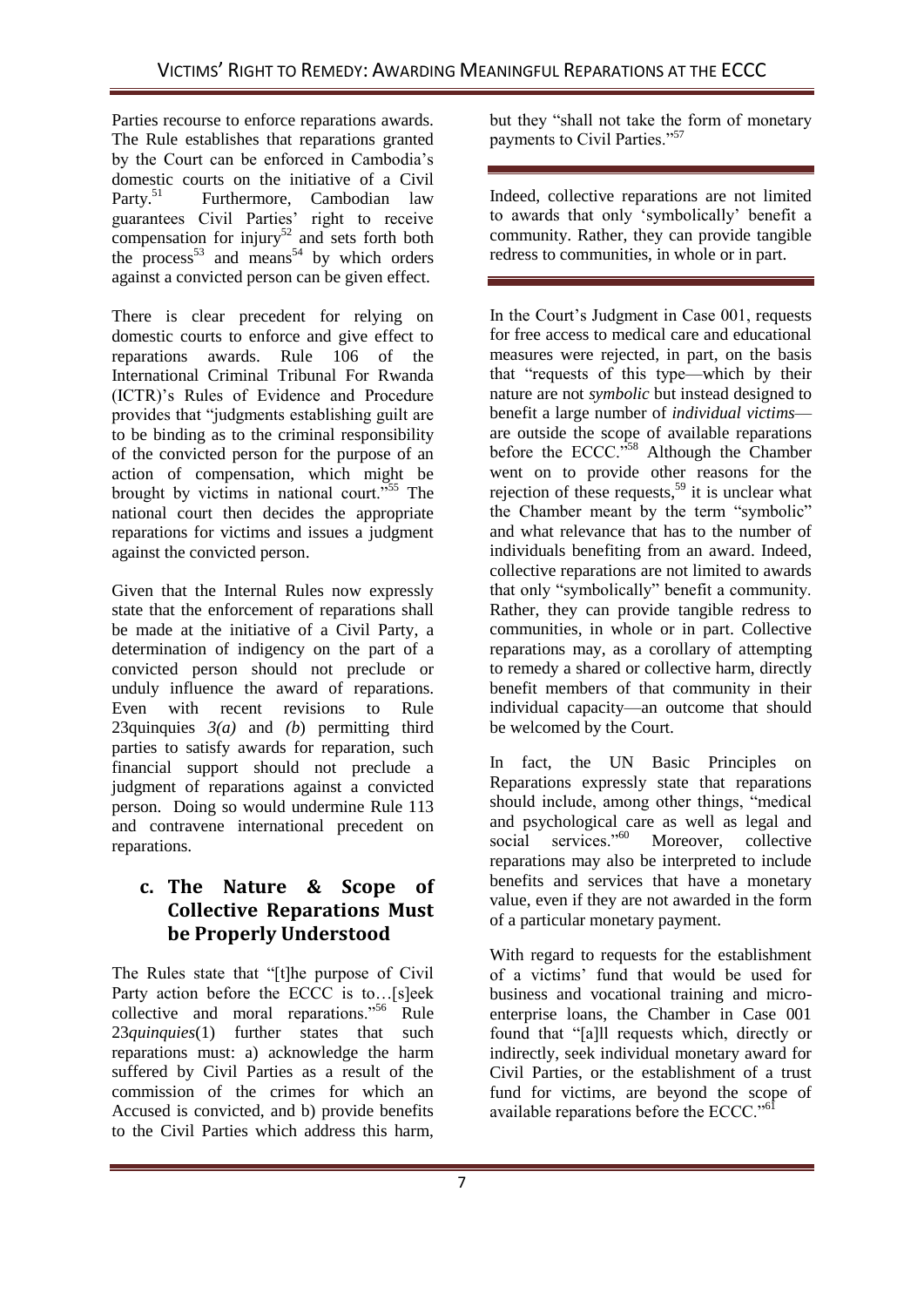Parties recourse to enforce reparations awards. The Rule establishes that reparations granted by the Court can be enforced in Cambodia's domestic courts on the initiative of a Civil Party.[51] Furthermore, Cambodian law guarantees Civil Parties' right to receive compensation for injury[52] and sets forth both the process[53] and means[54] by which orders against a convicted person can be given effect.

There is clear precedent for relying on domestic courts to enforce and give effect to reparations awards. Rule 106 of the International Criminal Tribunal For Rwanda (ICTR)'s Rules of Evidence and Procedure provides that "judgments establishing guilt are to be binding as to the criminal responsibility of the convicted person for the purpose of an action of compensation, which might be brought by victims in national court."[55] The national court then decides the appropriate reparations for victims and issues a judgment against the convicted person.

Given that the Internal Rules now expressly state that the enforcement of reparations shall be made at the initiative of a Civil Party, a determination of indigency on the part of a convicted person should not preclude or unduly influence the award of reparations. Even with recent revisions to Rule 23quinquies *3(a)* and *(b)* permitting third parties to satisfy awards for reparation, such financial support should not preclude a judgment of reparations against a convicted person. Doing so would undermine Rule 113 and contravene international precedent on reparations.

## c. The Nature & Scope of Collective Reparations Must be Properly Understood

The Rules state that "[t]he purpose of Civil Party action before the ECCC is to…[s]eek collective and moral reparations."[56] Rule 23*quinquies*(1) further states that such reparations must: a) acknowledge the harm suffered by Civil Parties as a result of the commission of the crimes for which an Accused is convicted, and b) provide benefits to the Civil Parties which address this harm, but they "shall not take the form of monetary payments to Civil Parties."[57]

> Indeed, collective reparations are not limited to awards that only 'symbolically' benefit a community. Rather, they can provide tangible redress to communities, in whole or in part.

In the Court's Judgment in Case 001, requests for free access to medical care and educational measures were rejected, in part, on the basis that "requests of this type—which by their nature are not *symbolic* but instead designed to benefit a large number of *individual victims*—are outside the scope of available reparations before the ECCC."[58] Although the Chamber went on to provide other reasons for the rejection of these requests,[59] it is unclear what the Chamber meant by the term "symbolic" and what relevance that has to the number of individuals benefiting from an award. Indeed, collective reparations are not limited to awards that only "symbolically" benefit a community. Rather, they can provide tangible redress to communities, in whole or in part. Collective reparations may, as a corollary of attempting to remedy a shared or collective harm, directly benefit members of that community in their individual capacity—an outcome that should be welcomed by the Court.

In fact, the UN Basic Principles on Reparations expressly state that reparations should include, among other things, "medical and psychological care as well as legal and social services."[60] Moreover, collective reparations may also be interpreted to include benefits and services that have a monetary value, even if they are not awarded in the form of a particular monetary payment.

With regard to requests for the establishment of a victims' fund that would be used for business and vocational training and micro-enterprise loans, the Chamber in Case 001 found that "[a]ll requests which, directly or indirectly, seek individual monetary award for Civil Parties, or the establishment of a trust fund for victims, are beyond the scope of available reparations before the ECCC."[61]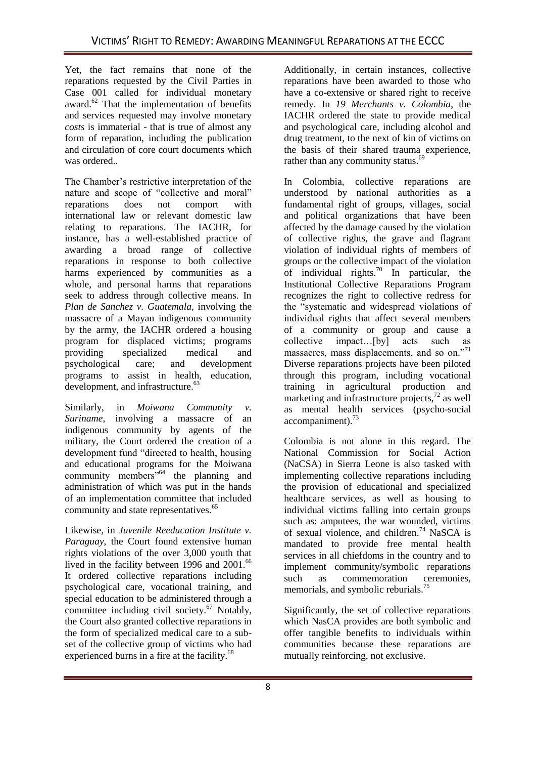Yet, the fact remains that none of the reparations requested by the Civil Parties in Case 001 called for individual monetary award.[62] That the implementation of benefits and services requested may involve monetary *costs* is immaterial - that is true of almost any form of reparation, including the publication and circulation of core court documents which was ordered..

The Chamber's restrictive interpretation of the nature and scope of "collective and moral" reparations does not comport with international law or relevant domestic law relating to reparations. The IACHR, for instance, has a well-established practice of awarding a broad range of collective reparations in response to both collective harms experienced by communities as a whole, and personal harms that reparations seek to address through collective means. In *Plan de Sanchez v. Guatemala*, involving the massacre of a Mayan indigenous community by the army, the IACHR ordered a housing program for displaced victims; programs providing specialized medical and psychological care; and development programs to assist in health, education, development, and infrastructure.[63]

Similarly, in *Moiwana Community v. Suriname*, involving a massacre of an indigenous community by agents of the military, the Court ordered the creation of a development fund "directed to health, housing and educational programs for the Moiwana community members"[64] the planning and administration of which was put in the hands of an implementation committee that included community and state representatives.[65]

Likewise, in *Juvenile Reeducation Institute v. Paraguay*, the Court found extensive human rights violations of the over 3,000 youth that lived in the facility between 1996 and 2001.[66] It ordered collective reparations including psychological care, vocational training, and special education to be administered through a committee including civil society.[67] Notably, the Court also granted collective reparations in the form of specialized medical care to a sub-set of the collective group of victims who had experienced burns in a fire at the facility.[68]

Additionally, in certain instances, collective reparations have been awarded to those who have a co-extensive or shared right to receive remedy. In *19 Merchants v. Colombia*, the IACHR ordered the state to provide medical and psychological care, including alcohol and drug treatment, to the next of kin of victims on the basis of their shared trauma experience, rather than any community status.[69]

In Colombia, collective reparations are understood by national authorities as a fundamental right of groups, villages, social and political organizations that have been affected by the damage caused by the violation of collective rights, the grave and flagrant violation of individual rights of members of groups or the collective impact of the violation of individual rights.[70] In particular, the Institutional Collective Reparations Program recognizes the right to collective redress for the "systematic and widespread violations of individual rights that affect several members of a community or group and cause a collective impact…[by] acts such as massacres, mass displacements, and so on."[71] Diverse reparations projects have been piloted through this program, including vocational training in agricultural production and marketing and infrastructure projects,[72] as well as mental health services (psycho-social accompaniment).[73]

Colombia is not alone in this regard. The National Commission for Social Action (NaCSA) in Sierra Leone is also tasked with implementing collective reparations including the provision of educational and specialized healthcare services, as well as housing to individual victims falling into certain groups such as: amputees, the war wounded, victims of sexual violence, and children.[74] NaSCA is mandated to provide free mental health services in all chiefdoms in the country and to implement community/symbolic reparations such as commemoration ceremonies, memorials, and symbolic reburials.[75]

Significantly, the set of collective reparations which NasCA provides are both symbolic and offer tangible benefits to individuals within communities because these reparations are mutually reinforcing, not exclusive.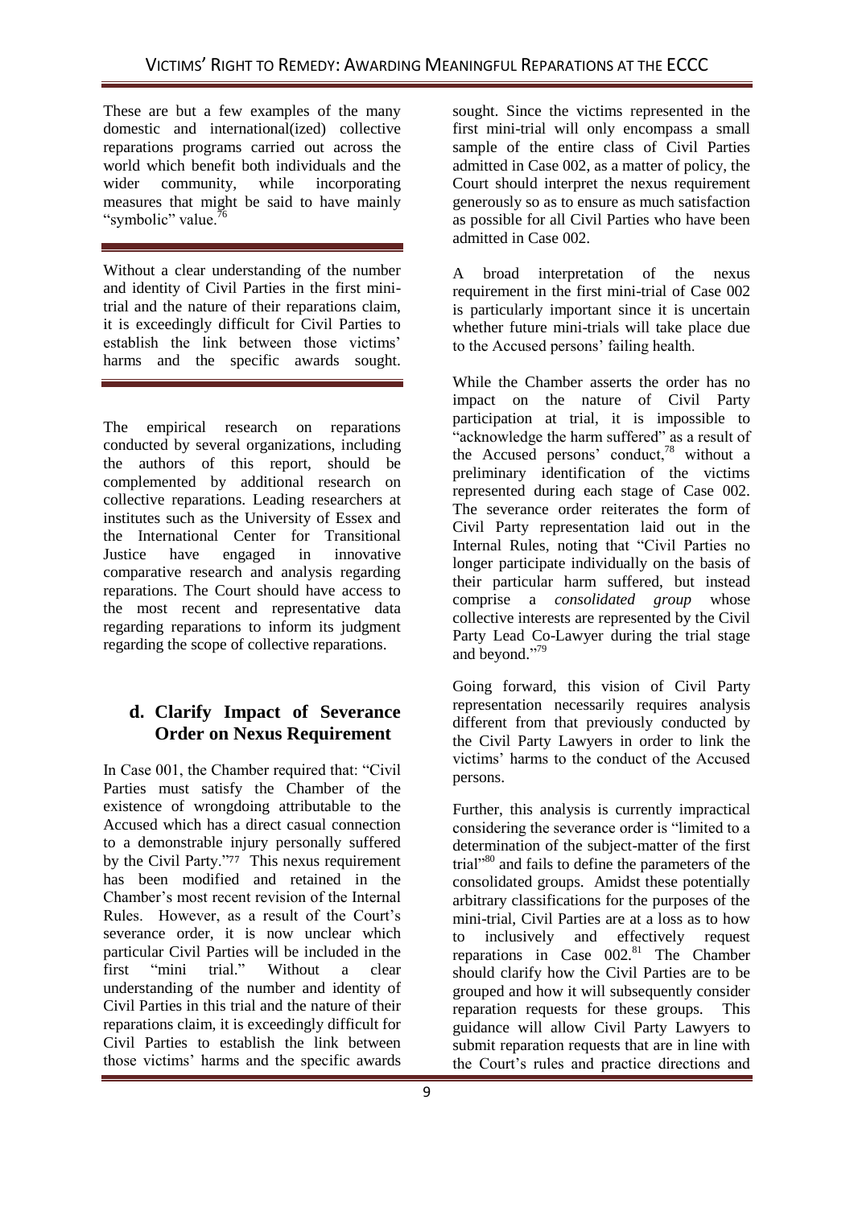These are but a few examples of the many domestic and international(ized) collective reparations programs carried out across the world which benefit both individuals and the wider community, while incorporating measures that might be said to have mainly "symbolic" value.[76]

Without a clear understanding of the number and identity of Civil Parties in the first mini-trial and the nature of their reparations claim, it is exceedingly difficult for Civil Parties to establish the link between those victims' harms and the specific awards sought.

The empirical research on reparations conducted by several organizations, including the authors of this report, should be complemented by additional research on collective reparations. Leading researchers at institutes such as the University of Essex and the International Center for Transitional Justice have engaged in innovative comparative research and analysis regarding reparations. The Court should have access to the most recent and representative data regarding reparations to inform its judgment regarding the scope of collective reparations.

### d. Clarify Impact of Severance Order on Nexus Requirement

In Case 001, the Chamber required that: "Civil Parties must satisfy the Chamber of the existence of wrongdoing attributable to the Accused which has a direct casual connection to a demonstrable injury personally suffered by the Civil Party."[77] This nexus requirement has been modified and retained in the Chamber's most recent revision of the Internal Rules. However, as a result of the Court's severance order, it is now unclear which particular Civil Parties will be included in the first "mini trial." Without a clear understanding of the number and identity of Civil Parties in this trial and the nature of their reparations claim, it is exceedingly difficult for Civil Parties to establish the link between those victims' harms and the specific awards sought. Since the victims represented in the first mini-trial will only encompass a small sample of the entire class of Civil Parties admitted in Case 002, as a matter of policy, the Court should interpret the nexus requirement generously so as to ensure as much satisfaction as possible for all Civil Parties who have been admitted in Case 002.

A broad interpretation of the nexus requirement in the first mini-trial of Case 002 is particularly important since it is uncertain whether future mini-trials will take place due to the Accused persons' failing health.

While the Chamber asserts the order has no impact on the nature of Civil Party participation at trial, it is impossible to "acknowledge the harm suffered" as a result of the Accused persons' conduct,[78] without a preliminary identification of the victims represented during each stage of Case 002. The severance order reiterates the form of Civil Party representation laid out in the Internal Rules, noting that "Civil Parties no longer participate individually on the basis of their particular harm suffered, but instead comprise a *consolidated group* whose collective interests are represented by the Civil Party Lead Co-Lawyer during the trial stage and beyond."[79]

Going forward, this vision of Civil Party representation necessarily requires analysis different from that previously conducted by the Civil Party Lawyers in order to link the victims' harms to the conduct of the Accused persons.

Further, this analysis is currently impractical considering the severance order is "limited to a determination of the subject-matter of the first trial"[80] and fails to define the parameters of the consolidated groups. Amidst these potentially arbitrary classifications for the purposes of the mini-trial, Civil Parties are at a loss as to how to inclusively and effectively request reparations in Case 002.[81] The Chamber should clarify how the Civil Parties are to be grouped and how it will subsequently consider reparation requests for these groups. This guidance will allow Civil Party Lawyers to submit reparation requests that are in line with the Court's rules and practice directions and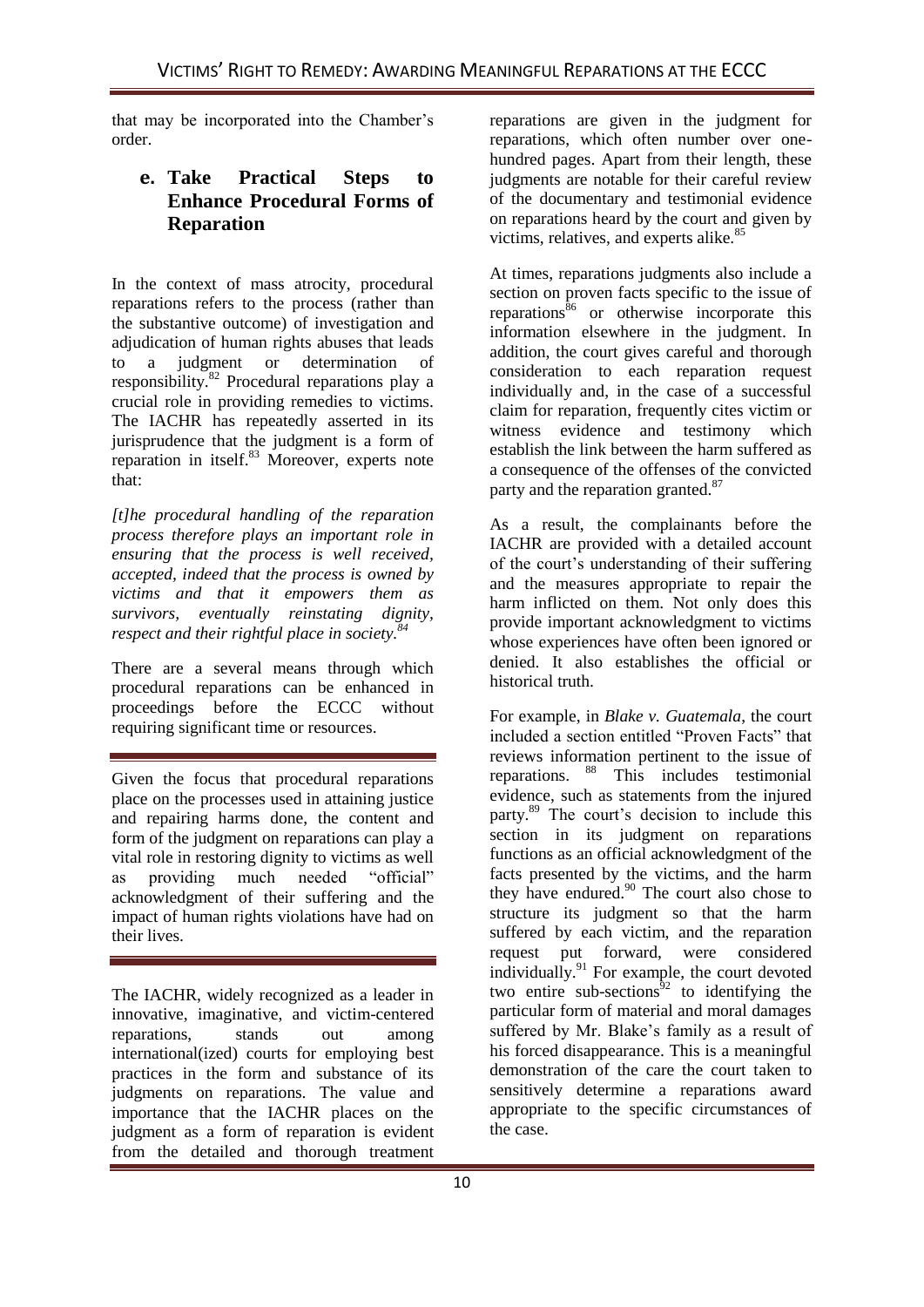that may be incorporated into the Chamber's order.

### e. Take Practical Steps to Enhance Procedural Forms of Reparation

In the context of mass atrocity, procedural reparations refers to the process (rather than the substantive outcome) of investigation and adjudication of human rights abuses that leads to a judgment or determination of responsibility.[82] Procedural reparations play a crucial role in providing remedies to victims. The IACHR has repeatedly asserted in its jurisprudence that the judgment is a form of reparation in itself.[83] Moreover, experts note that:

*[t]he procedural handling of the reparation process therefore plays an important role in ensuring that the process is well received, accepted, indeed that the process is owned by victims and that it empowers them as survivors, eventually reinstating dignity, respect and their rightful place in society.[84]*

There are a several means through which procedural reparations can be enhanced in proceedings before the ECCC without requiring significant time or resources.

Given the focus that procedural reparations place on the processes used in attaining justice and repairing harms done, the content and form of the judgment on reparations can play a vital role in restoring dignity to victims as well as providing much needed "official" acknowledgment of their suffering and the impact of human rights violations have had on their lives.

The IACHR, widely recognized as a leader in innovative, imaginative, and victim-centered reparations, stands out among international(ized) courts for employing best practices in the form and substance of its judgments on reparations. The value and importance that the IACHR places on the judgment as a form of reparation is evident from the detailed and thorough treatment reparations are given in the judgment for reparations, which often number over one-hundred pages. Apart from their length, these judgments are notable for their careful review of the documentary and testimonial evidence on reparations heard by the court and given by victims, relatives, and experts alike.[85]

At times, reparations judgments also include a section on proven facts specific to the issue of reparations[86] or otherwise incorporate this information elsewhere in the judgment. In addition, the court gives careful and thorough consideration to each reparation request individually and, in the case of a successful claim for reparation, frequently cites victim or witness evidence and testimony which establish the link between the harm suffered as a consequence of the offenses of the convicted party and the reparation granted.[87]

As a result, the complainants before the IACHR are provided with a detailed account of the court's understanding of their suffering and the measures appropriate to repair the harm inflicted on them. Not only does this provide important acknowledgment to victims whose experiences have often been ignored or denied. It also establishes the official or historical truth.

For example, in *Blake v. Guatemala*, the court included a section entitled "Proven Facts" that reviews information pertinent to the issue of reparations.[88] This includes testimonial evidence, such as statements from the injured party.[89] The court's decision to include this section in its judgment on reparations functions as an official acknowledgment of the facts presented by the victims, and the harm they have endured.[90] The court also chose to structure its judgment so that the harm suffered by each victim, and the reparation request put forward, were considered individually.[91] For example, the court devoted two entire sub-sections[92] to identifying the particular form of material and moral damages suffered by Mr. Blake's family as a result of his forced disappearance. This is a meaningful demonstration of the care the court taken to sensitively determine a reparations award appropriate to the specific circumstances of the case.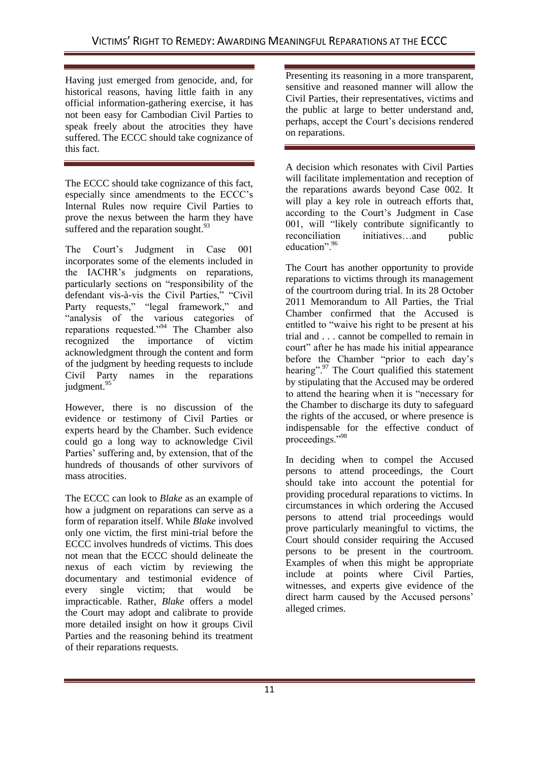> Having just emerged from genocide, and, for historical reasons, having little faith in any official information-gathering exercise, it has not been easy for Cambodian Civil Parties to speak freely about the atrocities they have suffered. The ECCC should take cognizance of this fact.

The ECCC should take cognizance of this fact, especially since amendments to the ECCC's Internal Rules now require Civil Parties to prove the nexus between the harm they have suffered and the reparation sought.[93]

The Court's Judgment in Case 001 incorporates some of the elements included in the IACHR's judgments on reparations, particularly sections on "responsibility of the defendant vis-à-vis the Civil Parties," "Civil Party requests," "legal framework," and "analysis of the various categories of reparations requested."[94] The Chamber also recognized the importance of victim acknowledgment through the content and form of the judgment by heeding requests to include Civil Party names in the reparations judgment.[95]

However, there is no discussion of the evidence or testimony of Civil Parties or experts heard by the Chamber. Such evidence could go a long way to acknowledge Civil Parties' suffering and, by extension, that of the hundreds of thousands of other survivors of mass atrocities.

The ECCC can look to *Blake* as an example of how a judgment on reparations can serve as a form of reparation itself. While *Blake* involved only one victim, the first mini-trial before the ECCC involves hundreds of victims. This does not mean that the ECCC should delineate the nexus of each victim by reviewing the documentary and testimonial evidence of every single victim; that would be impracticable. Rather, *Blake* offers a model the Court may adopt and calibrate to provide more detailed insight on how it groups Civil Parties and the reasoning behind its treatment of their reparations requests.

> Presenting its reasoning in a more transparent, sensitive and reasoned manner will allow the Civil Parties, their representatives, victims and the public at large to better understand and, perhaps, accept the Court's decisions rendered on reparations.

A decision which resonates with Civil Parties will facilitate implementation and reception of the reparations awards beyond Case 002. It will play a key role in outreach efforts that, according to the Court's Judgment in Case 001, will "likely contribute significantly to reconciliation initiatives…and public education".[96]

The Court has another opportunity to provide reparations to victims through its management of the courtroom during trial. In its 28 October 2011 Memorandum to All Parties, the Trial Chamber confirmed that the Accused is entitled to "waive his right to be present at his trial and . . . cannot be compelled to remain in court" after he has made his initial appearance before the Chamber "prior to each day's hearing".[97] The Court qualified this statement by stipulating that the Accused may be ordered to attend the hearing when it is "necessary for the Chamber to discharge its duty to safeguard the rights of the accused, or where presence is indispensable for the effective conduct of proceedings."[98]

In deciding when to compel the Accused persons to attend proceedings, the Court should take into account the potential for providing procedural reparations to victims. In circumstances in which ordering the Accused persons to attend trial proceedings would prove particularly meaningful to victims, the Court should consider requiring the Accused persons to be present in the courtroom. Examples of when this might be appropriate include at points where Civil Parties, witnesses, and experts give evidence of the direct harm caused by the Accused persons' alleged crimes.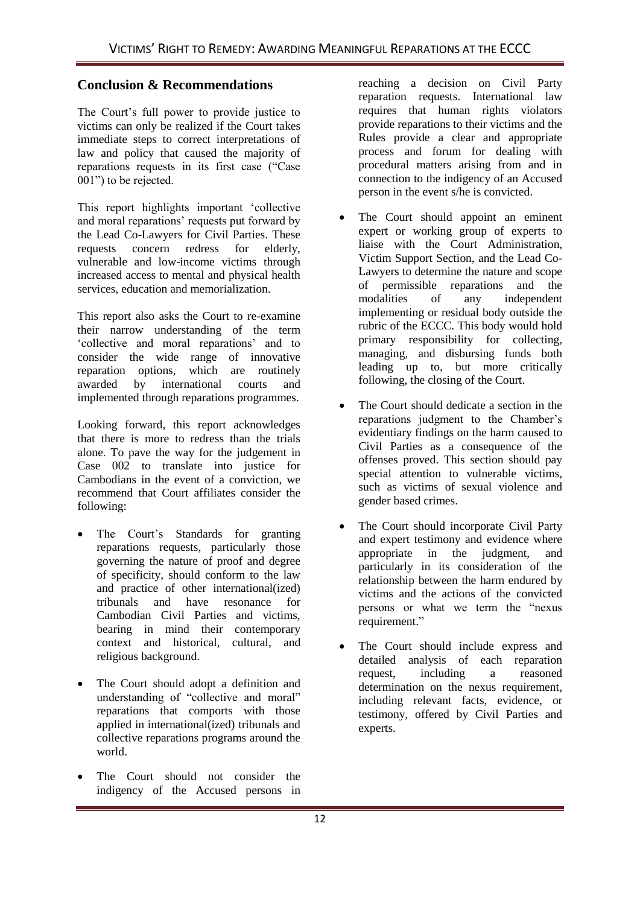## Conclusion & Recommendations

The Court's full power to provide justice to victims can only be realized if the Court takes immediate steps to correct interpretations of law and policy that caused the majority of reparations requests in its first case ("Case 001") to be rejected.

This report highlights important 'collective and moral reparations' requests put forward by the Lead Co-Lawyers for Civil Parties. These requests concern redress for elderly, vulnerable and low-income victims through increased access to mental and physical health services, education and memorialization.

This report also asks the Court to re-examine their narrow understanding of the term 'collective and moral reparations' and to consider the wide range of innovative reparation options, which are routinely awarded by international courts and implemented through reparations programmes.

Looking forward, this report acknowledges that there is more to redress than the trials alone. To pave the way for the judgement in Case 002 to translate into justice for Cambodians in the event of a conviction, we recommend that Court affiliates consider the following:

- The Court's Standards for granting reparations requests, particularly those governing the nature of proof and degree of specificity, should conform to the law and practice of other international(ized) tribunals and have resonance for Cambodian Civil Parties and victims, bearing in mind their contemporary context and historical, cultural, and religious background.
- The Court should adopt a definition and understanding of "collective and moral" reparations that comports with those applied in international(ized) tribunals and collective reparations programs around the world.
- The Court should not consider the indigency of the Accused persons in reaching a decision on Civil Party reparation requests. International law requires that human rights violators provide reparations to their victims and the Rules provide a clear and appropriate process and forum for dealing with procedural matters arising from and in connection to the indigency of an Accused person in the event s/he is convicted.
- The Court should appoint an eminent expert or working group of experts to liaise with the Court Administration, Victim Support Section, and the Lead Co-Lawyers to determine the nature and scope of permissible reparations and the modalities of any independent implementing or residual body outside the rubric of the ECCC. This body would hold primary responsibility for collecting, managing, and disbursing funds both leading up to, but more critically following, the closing of the Court.
- The Court should dedicate a section in the reparations judgment to the Chamber's evidentiary findings on the harm caused to Civil Parties as a consequence of the offenses proved. This section should pay special attention to vulnerable victims, such as victims of sexual violence and gender based crimes.
- The Court should incorporate Civil Party and expert testimony and evidence where appropriate in the judgment, and particularly in its consideration of the relationship between the harm endured by victims and the actions of the convicted persons or what we term the "nexus requirement."
- The Court should include express and detailed analysis of each reparation request, including a reasoned determination on the nexus requirement, including relevant facts, evidence, or testimony, offered by Civil Parties and experts.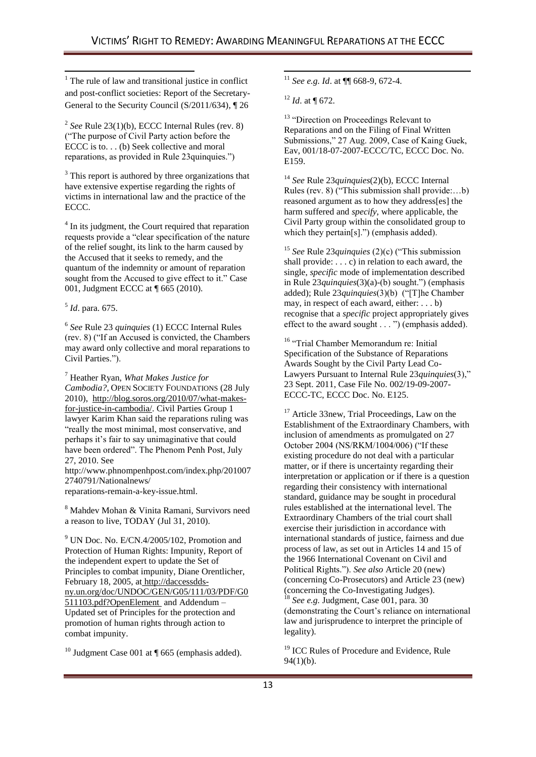[1] The rule of law and transitional justice in conflict and post-conflict societies: Report of the Secretary-General to the Security Council (S/2011/634), ¶ 26

[2] *See* Rule 23(1)(b), ECCC Internal Rules (rev. 8) ("The purpose of Civil Party action before the ECCC is to. . . (b) Seek collective and moral reparations, as provided in Rule 23quinquies.")

[3] This report is authored by three organizations that have extensive expertise regarding the rights of victims in international law and the practice of the ECCC.

[4] In its judgment, the Court required that reparation requests provide a "clear specification of the nature of the relief sought, its link to the harm caused by the Accused that it seeks to remedy, and the quantum of the indemnity or amount of reparation sought from the Accused to give effect to it." Case 001, Judgment ECCC at ¶ 665 (2010).

[5] *Id*. para. 675.

[6] *See* Rule 23 *quinquies* (1) ECCC Internal Rules (rev. 8) ("If an Accused is convicted, the Chambers may award only collective and moral reparations to Civil Parties.").

[7] Heather Ryan, *What Makes Justice for Cambodia?*, OPEN SOCIETY FOUNDATIONS (28 July 2010), http://blog.soros.org/2010/07/what-makes-for-justice-in-cambodia/. Civil Parties Group 1 lawyer Karim Khan said the reparations ruling was "really the most minimal, most conservative, and perhaps it's fair to say unimaginative that could have been ordered". The Phenom Penh Post, July 27, 2010. See http://www.phnompenhpost.com/index.php/2010072740791/Nationalnews/reparations-remain-a-key-issue.html.

[8] Mahdev Mohan & Vinita Ramani, Survivors need a reason to live, TODAY (Jul 31, 2010).

[9] UN Doc. No. E/CN.4/2005/102, Promotion and Protection of Human Rights: Impunity, Report of the independent expert to update the Set of Principles to combat impunity, Diane Orentlicher, February 18, 2005, at http://daccessdds-ny.un.org/doc/UNDOC/GEN/G05/111/03/PDF/G0511103.pdf?OpenElement and Addendum – Updated set of Principles for the protection and promotion of human rights through action to combat impunity.

[10] Judgment Case 001 at ¶ 665 (emphasis added).

[11] *See e.g. Id*. at ¶¶ 668-9, 672-4.

[12] *Id*. at ¶ 672.

[13] "Direction on Proceedings Relevant to Reparations and on the Filing of Final Written Submissions," 27 Aug. 2009, Case of Kaing Guek, Eav, 001/18-07-2007-ECCC/TC, ECCC Doc. No. E159.

[14] *See* Rule 23*quinquies*(2)(b), ECCC Internal Rules (rev. 8) ("This submission shall provide:…b) reasoned argument as to how they address[es] the harm suffered and *specify*, where applicable, the Civil Party group within the consolidated group to which they pertain[s].") (emphasis added).

[15] *See* Rule 23*quinquies* (2)(c) ("This submission shall provide: . . . c) in relation to each award, the single, *specific* mode of implementation described in Rule 23*quinquies*(3)(a)-(b) sought.") (emphasis added); Rule 23*quinquies*(3)(b) ("[T]he Chamber may, in respect of each award, either: . . . b) recognise that a *specific* project appropriately gives effect to the award sought . . . ") (emphasis added).

[16] "Trial Chamber Memorandum re: Initial Specification of the Substance of Reparations Awards Sought by the Civil Party Lead Co-Lawyers Pursuant to Internal Rule 23*quinquies*(3)," 23 Sept. 2011, Case File No. 002/19-09-2007-ECCC-TC, ECCC Doc. No. E125.

[17] Article 33new, Trial Proceedings, Law on the Establishment of the Extraordinary Chambers, with inclusion of amendments as promulgated on 27 October 2004 (NS/RKM/1004/006) ("If these existing procedure do not deal with a particular matter, or if there is uncertainty regarding their interpretation or application or if there is a question regarding their consistency with international standard, guidance may be sought in procedural rules established at the international level. The Extraordinary Chambers of the trial court shall exercise their jurisdiction in accordance with international standards of justice, fairness and due process of law, as set out in Articles 14 and 15 of the 1966 International Covenant on Civil and Political Rights."). *See also* Article 20 (new) (concerning Co-Prosecutors) and Article 23 (new) (concerning the Co-Investigating Judges).

[18] *See e.g.* Judgment, Case 001, para. 30 (demonstrating the Court's reliance on international law and jurisprudence to interpret the principle of legality).

[19] ICC Rules of Procedure and Evidence, Rule 94(1)(b).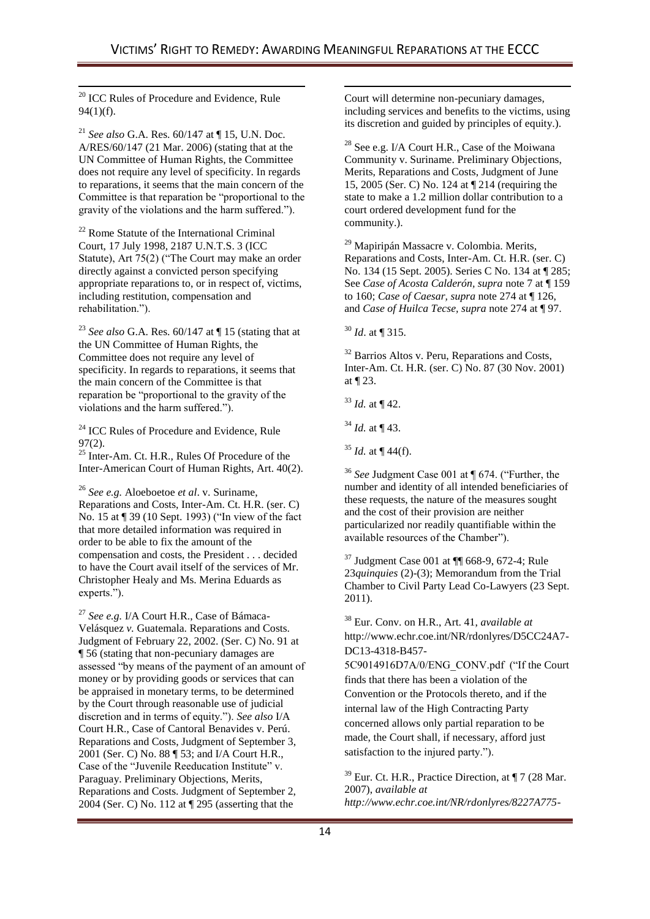[20] ICC Rules of Procedure and Evidence, Rule 94(1)(f).

[21] *See also* G.A. Res. 60/147 at ¶ 15, U.N. Doc. A/RES/60/147 (21 Mar. 2006) (stating that at the UN Committee of Human Rights, the Committee does not require any level of specificity. In regards to reparations, it seems that the main concern of the Committee is that reparation be "proportional to the gravity of the violations and the harm suffered.").

[22] Rome Statute of the International Criminal Court, 17 July 1998, 2187 U.N.T.S. 3 (ICC Statute), Art 75(2) ("The Court may make an order directly against a convicted person specifying appropriate reparations to, or in respect of, victims, including restitution, compensation and rehabilitation.").

[23] *See also* G.A. Res. 60/147 at ¶ 15 (stating that at the UN Committee of Human Rights, the Committee does not require any level of specificity. In regards to reparations, it seems that the main concern of the Committee is that reparation be "proportional to the gravity of the violations and the harm suffered.").

[24] ICC Rules of Procedure and Evidence, Rule 97(2).

[25] Inter-Am. Ct. H.R., Rules Of Procedure of the Inter-American Court of Human Rights, Art. 40(2).

[26] *See e.g.* Aloeboetoe *et al*. v. Suriname, Reparations and Costs, Inter-Am. Ct. H.R. (ser. C) No. 15 at ¶ 39 (10 Sept. 1993) ("In view of the fact that more detailed information was required in order to be able to fix the amount of the compensation and costs, the President . . . decided to have the Court avail itself of the services of Mr. Christopher Healy and Ms. Merina Eduards as experts.").

[27] *See e.g.* I/A Court H.R., Case of Bámaca-Velásquez *v.* Guatemala. Reparations and Costs. Judgment of February 22, 2002. (Ser. C) No. 91 at ¶ 56 (stating that non-pecuniary damages are assessed "by means of the payment of an amount of money or by providing goods or services that can be appraised in monetary terms, to be determined by the Court through reasonable use of judicial discretion and in terms of equity."). *See also* I/A Court H.R., Case of Cantoral Benavides v. Perú. Reparations and Costs, Judgment of September 3, 2001 (Ser. C) No. 88 ¶ 53; and I/A Court H.R., Case of the "Juvenile Reeducation Institute" v. Paraguay. Preliminary Objections, Merits, Reparations and Costs. Judgment of September 2, 2004 (Ser. C) No. 112 at ¶ 295 (asserting that the Court will determine non-pecuniary damages, including services and benefits to the victims, using its discretion and guided by principles of equity.).

[28] See e.g. I/A Court H.R., Case of the Moiwana Community v. Suriname. Preliminary Objections, Merits, Reparations and Costs, Judgment of June 15, 2005 (Ser. C) No. 124 at ¶ 214 (requiring the state to make a 1.2 million dollar contribution to a court ordered development fund for the community.).

[29] Mapiripán Massacre v. Colombia. Merits, Reparations and Costs, Inter-Am. Ct. H.R. (ser. C) No. 134 (15 Sept. 2005). Series C No. 134 at ¶ 285; See *Case of Acosta Calderón, supra* note 7 at ¶ 159 to 160; *Case of Caesar, supra* note 274 at ¶ 126, and *Case of Huilca Tecse, supra* note 274 at ¶ 97.

[30] *Id*. at ¶ 315.

[32] Barrios Altos v. Peru, Reparations and Costs, Inter-Am. Ct. H.R. (ser. C) No. 87 (30 Nov. 2001) at ¶ 23.

[33] *Id.* at ¶ 42.

[34] *Id.* at ¶ 43.

[35] *Id.* at ¶ 44(f).

[36] *See* Judgment Case 001 at ¶ 674. ("Further, the number and identity of all intended beneficiaries of these requests, the nature of the measures sought and the cost of their provision are neither particularized nor readily quantifiable within the available resources of the Chamber").

[37] Judgment Case 001 at ¶¶ 668-9, 672-4; Rule 23*quinquies* (2)-(3); Memorandum from the Trial Chamber to Civil Party Lead Co-Lawyers (23 Sept. 2011).

[38] Eur. Conv. on H.R., Art. 41, *available at* http://www.echr.coe.int/NR/rdonlyres/D5CC24A7-DC13-4318-B457-5C9014916D7A/0/ENG_CONV.pdf ("If the Court finds that there has been a violation of the Convention or the Protocols thereto, and if the internal law of the High Contracting Party concerned allows only partial reparation to be made, the Court shall, if necessary, afford just satisfaction to the injured party.").

[39] Eur. Ct. H.R., Practice Direction, at ¶ 7 (28 Mar. 2007), *available at http://www.echr.coe.int/NR/rdonlyres/8227A775-*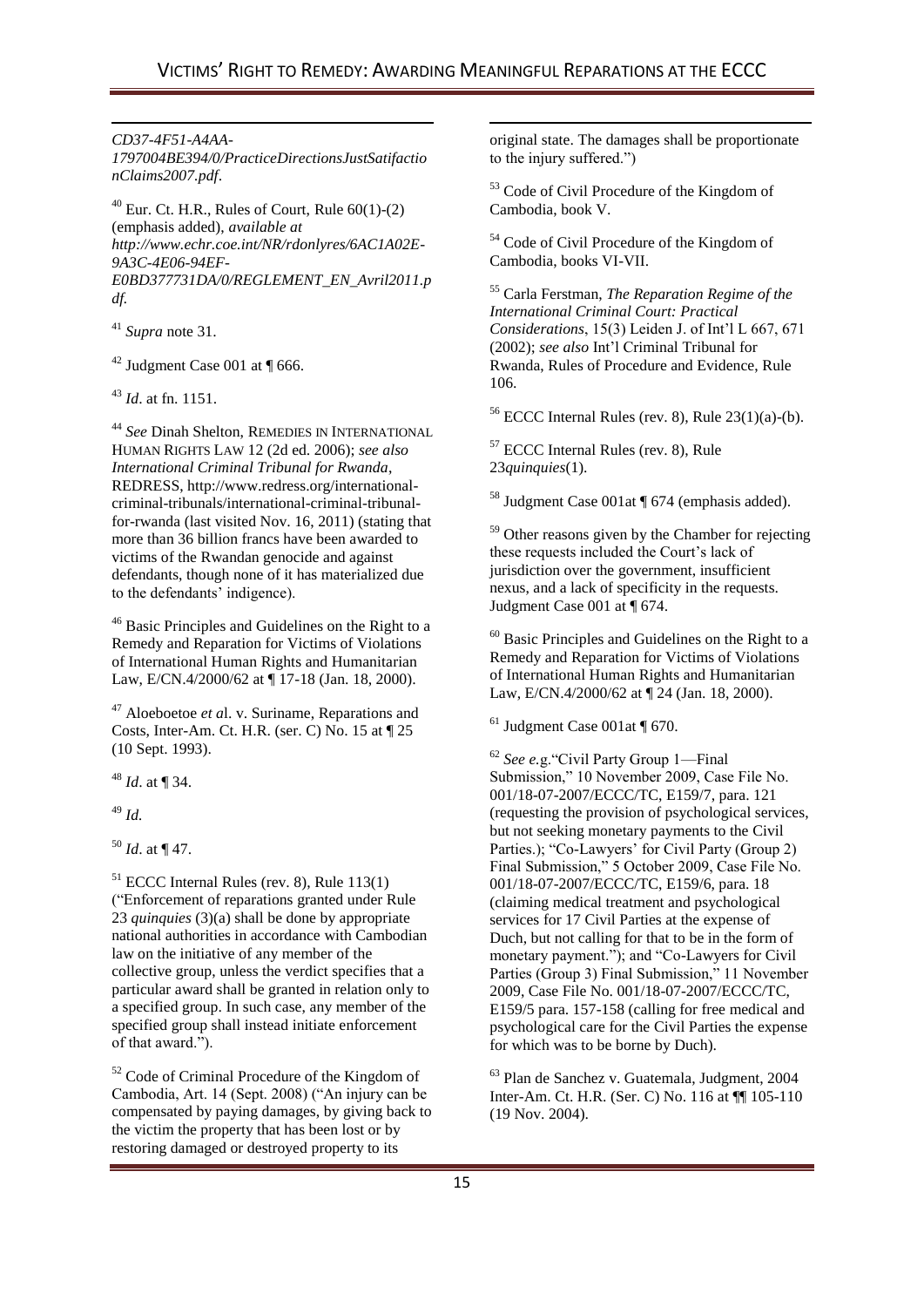*CD37-4F51-A4AA-1797004BE394/0/PracticeDirectionsJustSatisfactionClaims2007.pdf*.

[40] Eur. Ct. H.R., Rules of Court, Rule 60(1)-(2) (emphasis added), *available at http://www.echr.coe.int/NR/rdonlyres/6AC1A02E-9A3C-4E06-94EF-E0BD377731DA/0/REGLEMENT_EN_Avril2011.pdf.*

[41] *Supra* note 31.

[42] Judgment Case 001 at ¶ 666.

[43] *Id*. at fn. 1151.

[44] *See* Dinah Shelton, REMEDIES IN INTERNATIONAL HUMAN RIGHTS LAW 12 (2d ed. 2006); *see also International Criminal Tribunal for Rwanda*, REDRESS, http://www.redress.org/international-criminal-tribunals/international-criminal-tribunal-for-rwanda (last visited Nov. 16, 2011) (stating that more than 36 billion francs have been awarded to victims of the Rwandan genocide and against defendants, though none of it has materialized due to the defendants' indigence).

[46] Basic Principles and Guidelines on the Right to a Remedy and Reparation for Victims of Violations of International Human Rights and Humanitarian Law, E/CN.4/2000/62 at ¶ 17-18 (Jan. 18, 2000).

[47] Aloeboetoe *et a*l. v. Suriname, Reparations and Costs, Inter-Am. Ct. H.R. (ser. C) No. 15 at ¶ 25 (10 Sept. 1993).

[48] *Id*. at ¶ 34.

[49] *Id.*

[50] *Id*. at ¶ 47.

[51] ECCC Internal Rules (rev. 8), Rule 113(1) ("Enforcement of reparations granted under Rule 23 *quinquies* (3)(a) shall be done by appropriate national authorities in accordance with Cambodian law on the initiative of any member of the collective group, unless the verdict specifies that a particular award shall be granted in relation only to a specified group. In such case, any member of the specified group shall instead initiate enforcement of that award.").

[52] Code of Criminal Procedure of the Kingdom of Cambodia, Art. 14 (Sept. 2008) ("An injury can be compensated by paying damages, by giving back to the victim the property that has been lost or by restoring damaged or destroyed property to its original state. The damages shall be proportionate to the injury suffered.")

[53] Code of Civil Procedure of the Kingdom of Cambodia, book V.

[54] Code of Civil Procedure of the Kingdom of Cambodia, books VI-VII.

[55] Carla Ferstman, *The Reparation Regime of the International Criminal Court: Practical Considerations*, 15(3) Leiden J. of Int'l L 667, 671 (2002); *see also* Int'l Criminal Tribunal for Rwanda, Rules of Procedure and Evidence, Rule 106.

[56] ECCC Internal Rules (rev. 8), Rule 23(1)(a)-(b).

[57] ECCC Internal Rules (rev. 8), Rule 23*quinquies*(1).

[58] Judgment Case 001at ¶ 674 (emphasis added).

[59] Other reasons given by the Chamber for rejecting these requests included the Court's lack of jurisdiction over the government, insufficient nexus, and a lack of specificity in the requests. Judgment Case 001 at ¶ 674.

[60] Basic Principles and Guidelines on the Right to a Remedy and Reparation for Victims of Violations of International Human Rights and Humanitarian Law, E/CN.4/2000/62 at ¶ 24 (Jan. 18, 2000).

[61] Judgment Case 001at ¶ 670.

[62] *See e.*g."Civil Party Group 1—Final Submission," 10 November 2009, Case File No. 001/18-07-2007/ECCC/TC, E159/7, para. 121 (requesting the provision of psychological services, but not seeking monetary payments to the Civil Parties.); "Co-Lawyers' for Civil Party (Group 2) Final Submission," 5 October 2009, Case File No. 001/18-07-2007/ECCC/TC, E159/6, para. 18 (claiming medical treatment and psychological services for 17 Civil Parties at the expense of Duch, but not calling for that to be in the form of monetary payment."); and "Co-Lawyers for Civil Parties (Group 3) Final Submission," 11 November 2009, Case File No. 001/18-07-2007/ECCC/TC, E159/5 para. 157-158 (calling for free medical and psychological care for the Civil Parties the expense for which was to be borne by Duch).

[63] Plan de Sanchez v. Guatemala, Judgment, 2004 Inter-Am. Ct. H.R. (Ser. C) No. 116 at ¶¶ 105-110 (19 Nov. 2004).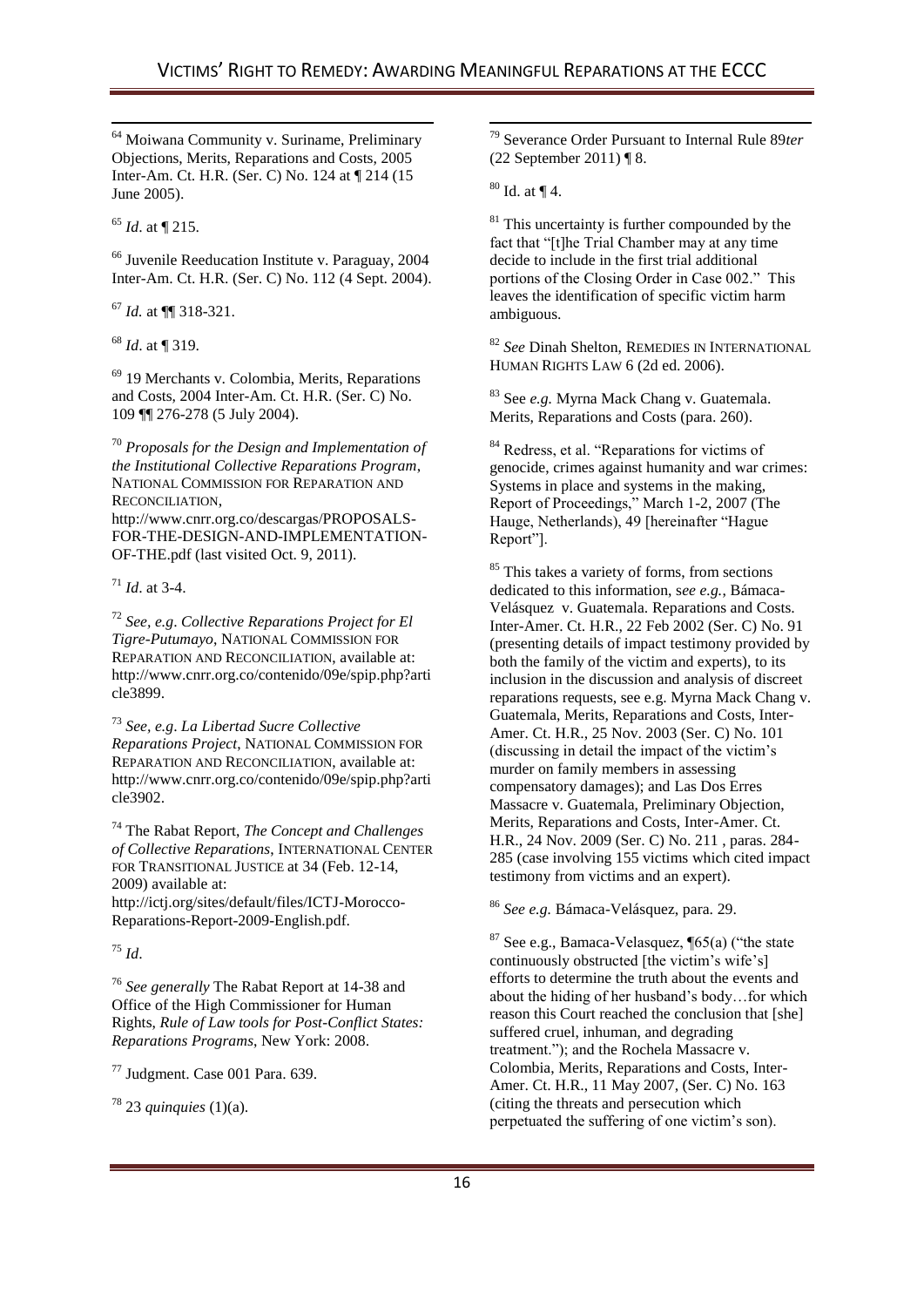[64] Moiwana Community v. Suriname, Preliminary Objections, Merits, Reparations and Costs, 2005 Inter-Am. Ct. H.R. (Ser. C) No. 124 at ¶ 214 (15 June 2005).

[65] *Id*. at ¶ 215.

[66] Juvenile Reeducation Institute v. Paraguay, 2004 Inter-Am. Ct. H.R. (Ser. C) No. 112 (4 Sept. 2004).

[67] *Id.* at ¶¶ 318-321.

[68] *Id*. at ¶ 319.

[69] 19 Merchants v. Colombia, Merits, Reparations and Costs, 2004 Inter-Am. Ct. H.R. (Ser. C) No. 109 ¶¶ 276-278 (5 July 2004).

[70] *Proposals for the Design and Implementation of the Institutional Collective Reparations Program*, NATIONAL COMMISSION FOR REPARATION AND RECONCILIATION, http://www.cnrr.org.co/descargas/PROPOSALS-FOR-THE-DESIGN-AND-IMPLEMENTATION-OF-THE.pdf (last visited Oct. 9, 2011).

[71] *Id*. at 3-4.

[72] *See, e.g*. *Collective Reparations Project for El Tigre-Putumayo*, NATIONAL COMMISSION FOR REPARATION AND RECONCILIATION, available at: http://www.cnrr.org.co/contenido/09e/spip.php?article3899.

[73] *See, e.g*. *La Libertad Sucre Collective Reparations Project*, NATIONAL COMMISSION FOR REPARATION AND RECONCILIATION, available at: http://www.cnrr.org.co/contenido/09e/spip.php?article3902.

[74] The Rabat Report, *The Concept and Challenges of Collective Reparations*, INTERNATIONAL CENTER FOR TRANSITIONAL JUSTICE at 34 (Feb. 12-14, 2009) available at: http://ictj.org/sites/default/files/ICTJ-Morocco-Reparations-Report-2009-English.pdf.

[75] *Id*.

[76] *See generally* The Rabat Report at 14-38 and Office of the High Commissioner for Human Rights, *Rule of Law tools for Post-Conflict States: Reparations Programs*, New York: 2008.

[77] Judgment. Case 001 Para. 639.

[78] 23 *quinquies* (1)(a).

[79] Severance Order Pursuant to Internal Rule 89*ter* (22 September 2011) ¶ 8.

[80] Id. at ¶ 4.

[81] This uncertainty is further compounded by the fact that "[t]he Trial Chamber may at any time decide to include in the first trial additional portions of the Closing Order in Case 002." This leaves the identification of specific victim harm ambiguous.

[82] *See* Dinah Shelton, REMEDIES IN INTERNATIONAL HUMAN RIGHTS LAW 6 (2d ed. 2006).

[83] See *e.g.* Myrna Mack Chang v. Guatemala. Merits, Reparations and Costs (para. 260).

[84] Redress, et al. "Reparations for victims of genocide, crimes against humanity and war crimes: Systems in place and systems in the making, Report of Proceedings," March 1-2, 2007 (The Hauge, Netherlands), 49 [hereinafter "Hague Report"].

[85] This takes a variety of forms, from sections dedicated to this information, s*ee e.g.*, Bámaca-Velásquez v. Guatemala. Reparations and Costs. Inter-Amer. Ct. H.R., 22 Feb 2002 (Ser. C) No. 91 (presenting details of impact testimony provided by both the family of the victim and experts), to its inclusion in the discussion and analysis of discreet reparations requests, see e.g. Myrna Mack Chang v. Guatemala, Merits, Reparations and Costs, Inter-Amer. Ct. H.R., 25 Nov. 2003 (Ser. C) No. 101 (discussing in detail the impact of the victim's murder on family members in assessing compensatory damages); and Las Dos Erres Massacre v. Guatemala, Preliminary Objection, Merits, Reparations and Costs, Inter-Amer. Ct. H.R., 24 Nov. 2009 (Ser. C) No. 211 , paras. 284-285 (case involving 155 victims which cited impact testimony from victims and an expert).

[86] *See e.g.* Bámaca-Velásquez, para. 29.

[87] See e.g., Bamaca-Velasquez, ¶65(a) ("the state continuously obstructed [the victim's wife's] efforts to determine the truth about the events and about the hiding of her husband's body…for which reason this Court reached the conclusion that [she] suffered cruel, inhuman, and degrading treatment."); and the Rochela Massacre v. Colombia, Merits, Reparations and Costs, Inter-Amer. Ct. H.R., 11 May 2007, (Ser. C) No. 163 (citing the threats and persecution which perpetuated the suffering of one victim's son).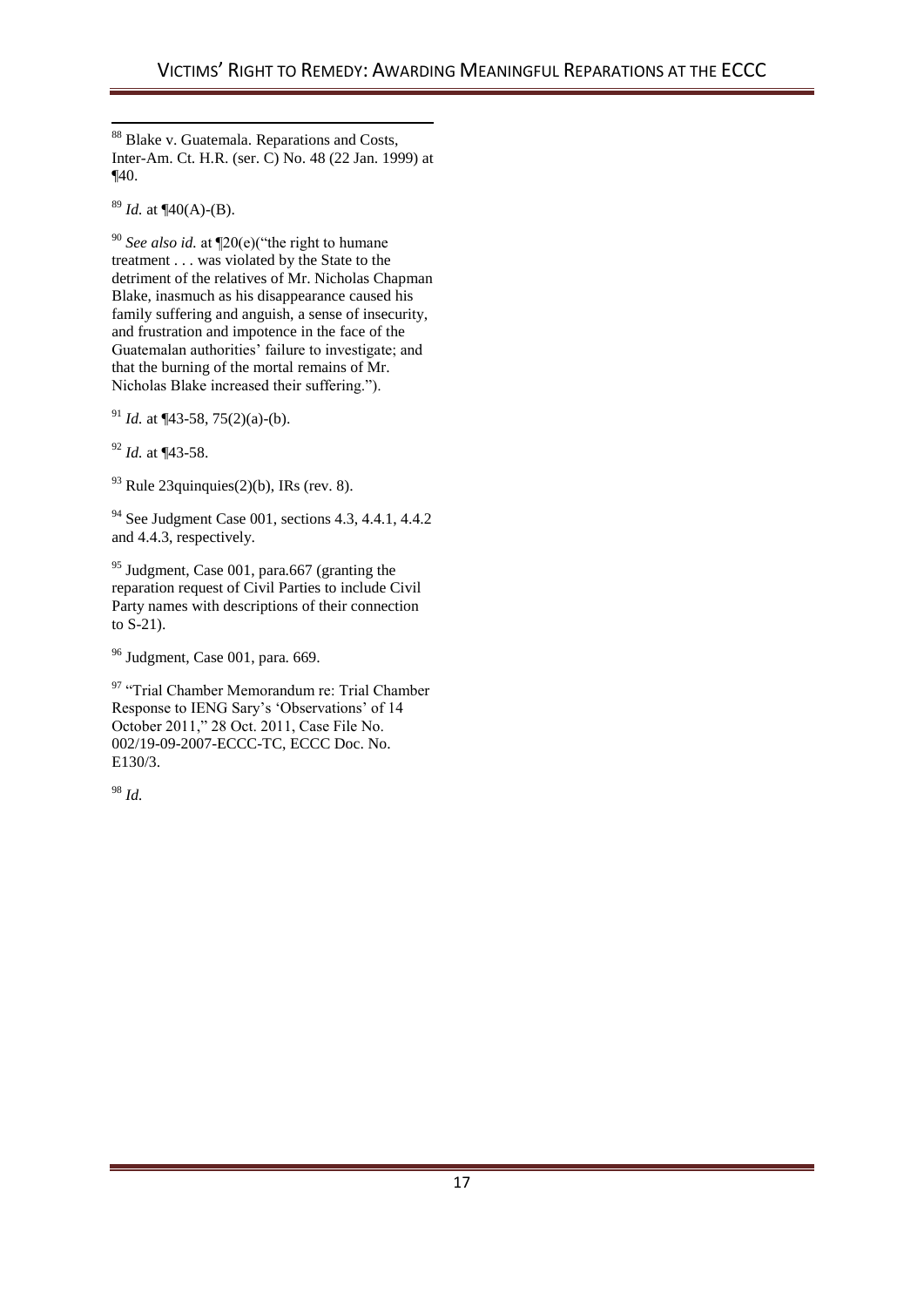[88] Blake v. Guatemala. Reparations and Costs, Inter-Am. Ct. H.R. (ser. C) No. 48 (22 Jan. 1999) at ¶40.

[89] *Id.* at ¶40(A)-(B).

[90] *See also id.* at ¶20(e)("the right to humane treatment . . . was violated by the State to the detriment of the relatives of Mr. Nicholas Chapman Blake, inasmuch as his disappearance caused his family suffering and anguish, a sense of insecurity, and frustration and impotence in the face of the Guatemalan authorities' failure to investigate; and that the burning of the mortal remains of Mr. Nicholas Blake increased their suffering.").

[91] *Id.* at ¶43-58, 75(2)(a)-(b).

[92] *Id.* at ¶43-58.

[93] Rule 23quinquies(2)(b), IRs (rev. 8).

[94] See Judgment Case 001, sections 4.3, 4.4.1, 4.4.2 and 4.4.3, respectively.

[95] Judgment, Case 001, para.667 (granting the reparation request of Civil Parties to include Civil Party names with descriptions of their connection to S-21).

[96] Judgment, Case 001, para. 669.

[97] "Trial Chamber Memorandum re: Trial Chamber Response to IENG Sary's 'Observations' of 14 October 2011," 28 Oct. 2011, Case File No. 002/19-09-2007-ECCC-TC, ECCC Doc. No. E130/3.

[98] *Id.*